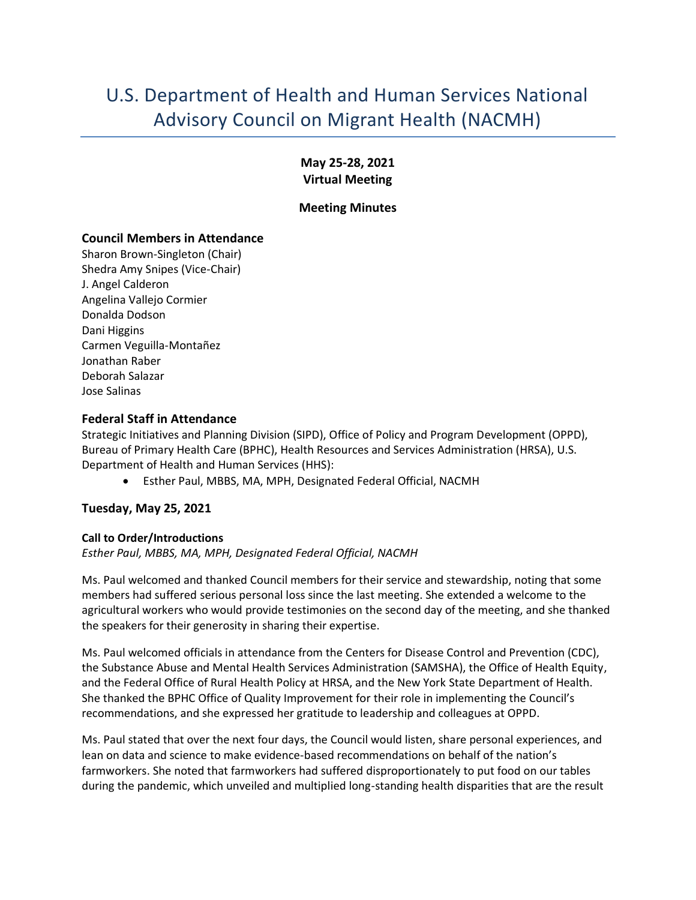# U.S. Department of Health and Human Services National Advisory Council on Migrant Health (NACMH)

**May 25-28, 2021**
**Virtual Meeting**

**Meeting Minutes**

### Council Members in Attendance

Sharon Brown-Singleton (Chair)
Shedra Amy Snipes (Vice-Chair)
J. Angel Calderon
Angelina Vallejo Cormier
Donalda Dodson
Dani Higgins
Carmen Veguilla-Montañez
Jonathan Raber
Deborah Salazar
Jose Salinas

### Federal Staff in Attendance

Strategic Initiatives and Planning Division (SIPD), Office of Policy and Program Development (OPPD), Bureau of Primary Health Care (BPHC), Health Resources and Services Administration (HRSA), U.S. Department of Health and Human Services (HHS):

- Esther Paul, MBBS, MA, MPH, Designated Federal Official, NACMH

### Tuesday, May 25, 2021

**Call to Order/Introductions**
*Esther Paul, MBBS, MA, MPH, Designated Federal Official, NACMH*

Ms. Paul welcomed and thanked Council members for their service and stewardship, noting that some members had suffered serious personal loss since the last meeting. She extended a welcome to the agricultural workers who would provide testimonies on the second day of the meeting, and she thanked the speakers for their generosity in sharing their expertise.

Ms. Paul welcomed officials in attendance from the Centers for Disease Control and Prevention (CDC), the Substance Abuse and Mental Health Services Administration (SAMSHA), the Office of Health Equity, and the Federal Office of Rural Health Policy at HRSA, and the New York State Department of Health. She thanked the BPHC Office of Quality Improvement for their role in implementing the Council's recommendations, and she expressed her gratitude to leadership and colleagues at OPPD.

Ms. Paul stated that over the next four days, the Council would listen, share personal experiences, and lean on data and science to make evidence-based recommendations on behalf of the nation's farmworkers. She noted that farmworkers had suffered disproportionately to put food on our tables during the pandemic, which unveiled and multiplied long-standing health disparities that are the result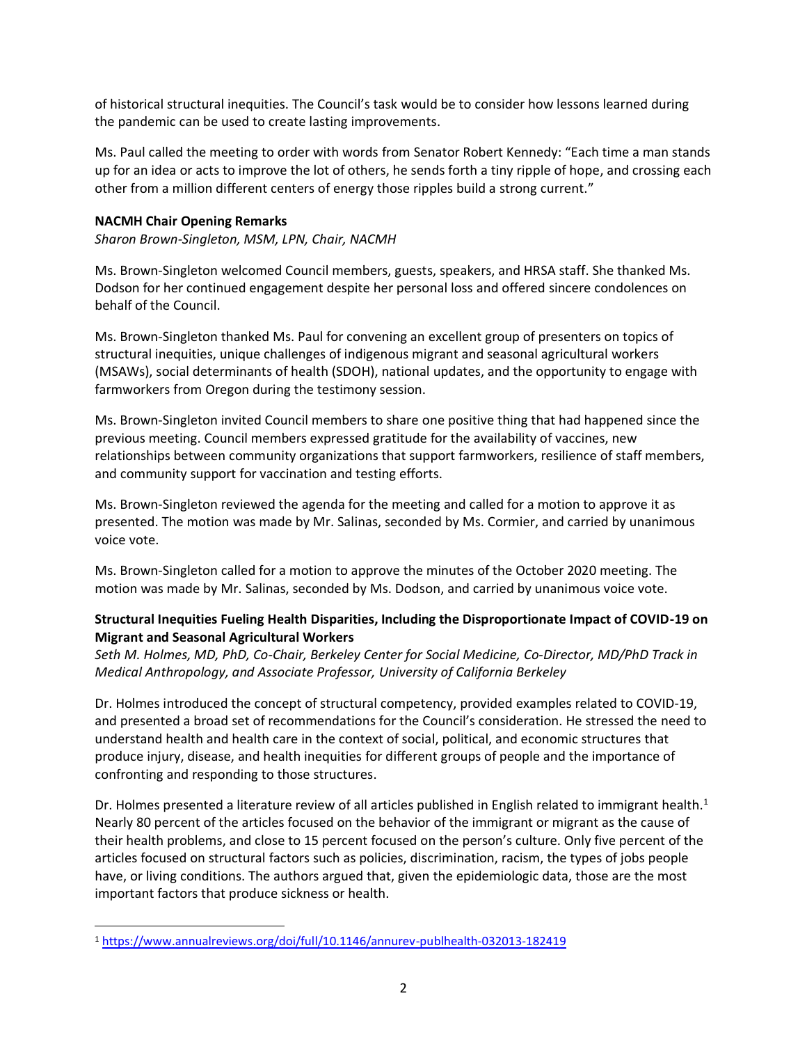of historical structural inequities. The Council's task would be to consider how lessons learned during the pandemic can be used to create lasting improvements.

Ms. Paul called the meeting to order with words from Senator Robert Kennedy: "Each time a man stands up for an idea or acts to improve the lot of others, he sends forth a tiny ripple of hope, and crossing each other from a million different centers of energy those ripples build a strong current."

**NACMH Chair Opening Remarks**

*Sharon Brown-Singleton, MSM, LPN, Chair, NACMH*

Ms. Brown-Singleton welcomed Council members, guests, speakers, and HRSA staff. She thanked Ms. Dodson for her continued engagement despite her personal loss and offered sincere condolences on behalf of the Council.

Ms. Brown-Singleton thanked Ms. Paul for convening an excellent group of presenters on topics of structural inequities, unique challenges of indigenous migrant and seasonal agricultural workers (MSAWs), social determinants of health (SDOH), national updates, and the opportunity to engage with farmworkers from Oregon during the testimony session.

Ms. Brown-Singleton invited Council members to share one positive thing that had happened since the previous meeting. Council members expressed gratitude for the availability of vaccines, new relationships between community organizations that support farmworkers, resilience of staff members, and community support for vaccination and testing efforts.

Ms. Brown-Singleton reviewed the agenda for the meeting and called for a motion to approve it as presented. The motion was made by Mr. Salinas, seconded by Ms. Cormier, and carried by unanimous voice vote.

Ms. Brown-Singleton called for a motion to approve the minutes of the October 2020 meeting. The motion was made by Mr. Salinas, seconded by Ms. Dodson, and carried by unanimous voice vote.

**Structural Inequities Fueling Health Disparities, Including the Disproportionate Impact of COVID-19 on Migrant and Seasonal Agricultural Workers**

*Seth M. Holmes, MD, PhD, Co-Chair, Berkeley Center for Social Medicine, Co-Director, MD/PhD Track in Medical Anthropology, and Associate Professor, University of California Berkeley*

Dr. Holmes introduced the concept of structural competency, provided examples related to COVID-19, and presented a broad set of recommendations for the Council's consideration. He stressed the need to understand health and health care in the context of social, political, and economic structures that produce injury, disease, and health inequities for different groups of people and the importance of confronting and responding to those structures.

Dr. Holmes presented a literature review of all articles published in English related to immigrant health.[1] Nearly 80 percent of the articles focused on the behavior of the immigrant or migrant as the cause of their health problems, and close to 15 percent focused on the person's culture. Only five percent of the articles focused on structural factors such as policies, discrimination, racism, the types of jobs people have, or living conditions. The authors argued that, given the epidemiologic data, those are the most important factors that produce sickness or health.

[1] https://www.annualreviews.org/doi/full/10.1146/annurev-publhealth-032013-182419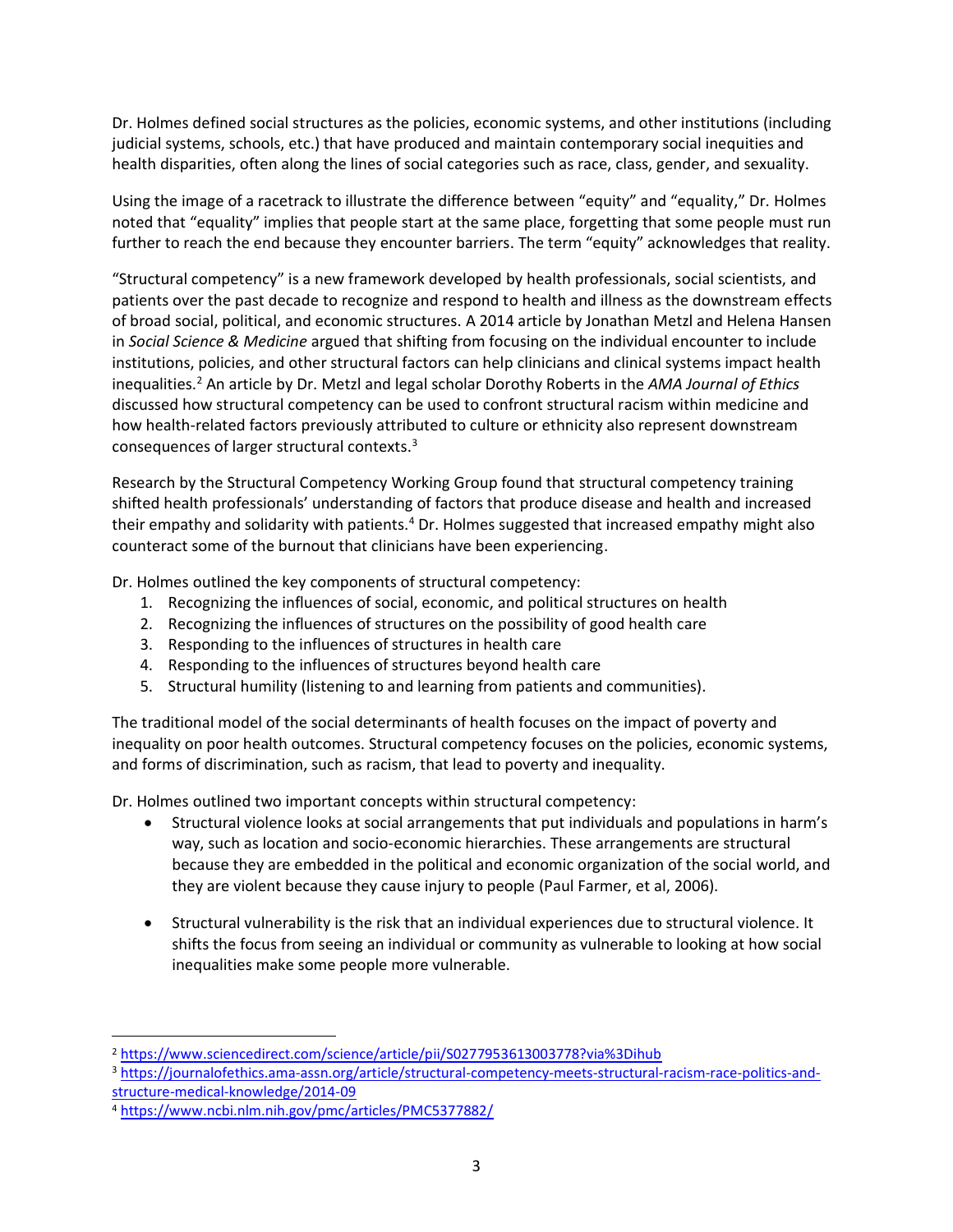Dr. Holmes defined social structures as the policies, economic systems, and other institutions (including judicial systems, schools, etc.) that have produced and maintain contemporary social inequities and health disparities, often along the lines of social categories such as race, class, gender, and sexuality.

Using the image of a racetrack to illustrate the difference between "equity" and "equality," Dr. Holmes noted that "equality" implies that people start at the same place, forgetting that some people must run further to reach the end because they encounter barriers. The term "equity" acknowledges that reality.

"Structural competency" is a new framework developed by health professionals, social scientists, and patients over the past decade to recognize and respond to health and illness as the downstream effects of broad social, political, and economic structures. A 2014 article by Jonathan Metzl and Helena Hansen in *Social Science & Medicine* argued that shifting from focusing on the individual encounter to include institutions, policies, and other structural factors can help clinicians and clinical systems impact health inequalities.[2] An article by Dr. Metzl and legal scholar Dorothy Roberts in the *AMA Journal of Ethics* discussed how structural competency can be used to confront structural racism within medicine and how health-related factors previously attributed to culture or ethnicity also represent downstream consequences of larger structural contexts.[3]

Research by the Structural Competency Working Group found that structural competency training shifted health professionals' understanding of factors that produce disease and health and increased their empathy and solidarity with patients.[4] Dr. Holmes suggested that increased empathy might also counteract some of the burnout that clinicians have been experiencing.

Dr. Holmes outlined the key components of structural competency:

1. Recognizing the influences of social, economic, and political structures on health
2. Recognizing the influences of structures on the possibility of good health care
3. Responding to the influences of structures in health care
4. Responding to the influences of structures beyond health care
5. Structural humility (listening to and learning from patients and communities).

The traditional model of the social determinants of health focuses on the impact of poverty and inequality on poor health outcomes. Structural competency focuses on the policies, economic systems, and forms of discrimination, such as racism, that lead to poverty and inequality.

Dr. Holmes outlined two important concepts within structural competency:

- Structural violence looks at social arrangements that put individuals and populations in harm's way, such as location and socio-economic hierarchies. These arrangements are structural because they are embedded in the political and economic organization of the social world, and they are violent because they cause injury to people (Paul Farmer, et al, 2006).

- Structural vulnerability is the risk that an individual experiences due to structural violence. It shifts the focus from seeing an individual or community as vulnerable to looking at how social inequalities make some people more vulnerable.

---

[2] https://www.sciencedirect.com/science/article/pii/S0277953613003778?via%3Dihub

[3] https://journalofethics.ama-assn.org/article/structural-competency-meets-structural-racism-race-politics-and-structure-medical-knowledge/2014-09

[4] https://www.ncbi.nlm.nih.gov/pmc/articles/PMC5377882/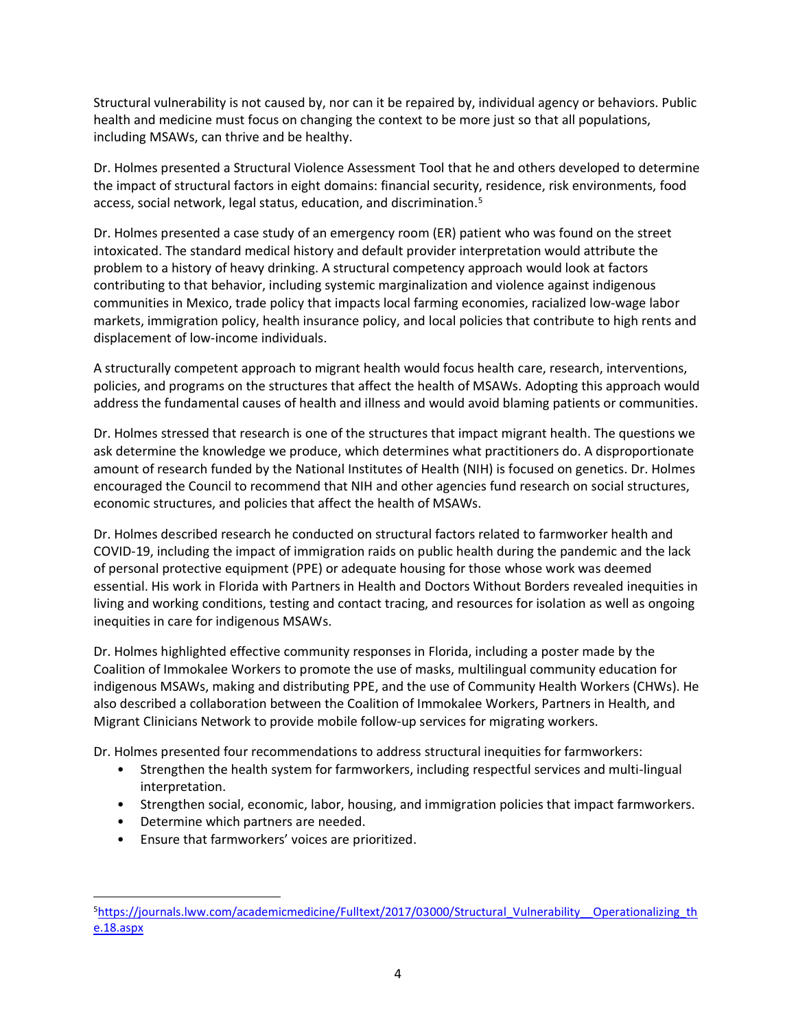Structural vulnerability is not caused by, nor can it be repaired by, individual agency or behaviors. Public health and medicine must focus on changing the context to be more just so that all populations, including MSAWs, can thrive and be healthy.

Dr. Holmes presented a Structural Violence Assessment Tool that he and others developed to determine the impact of structural factors in eight domains: financial security, residence, risk environments, food access, social network, legal status, education, and discrimination.[5]

Dr. Holmes presented a case study of an emergency room (ER) patient who was found on the street intoxicated. The standard medical history and default provider interpretation would attribute the problem to a history of heavy drinking. A structural competency approach would look at factors contributing to that behavior, including systemic marginalization and violence against indigenous communities in Mexico, trade policy that impacts local farming economies, racialized low-wage labor markets, immigration policy, health insurance policy, and local policies that contribute to high rents and displacement of low-income individuals.

A structurally competent approach to migrant health would focus health care, research, interventions, policies, and programs on the structures that affect the health of MSAWs. Adopting this approach would address the fundamental causes of health and illness and would avoid blaming patients or communities.

Dr. Holmes stressed that research is one of the structures that impact migrant health. The questions we ask determine the knowledge we produce, which determines what practitioners do. A disproportionate amount of research funded by the National Institutes of Health (NIH) is focused on genetics. Dr. Holmes encouraged the Council to recommend that NIH and other agencies fund research on social structures, economic structures, and policies that affect the health of MSAWs.

Dr. Holmes described research he conducted on structural factors related to farmworker health and COVID-19, including the impact of immigration raids on public health during the pandemic and the lack of personal protective equipment (PPE) or adequate housing for those whose work was deemed essential. His work in Florida with Partners in Health and Doctors Without Borders revealed inequities in living and working conditions, testing and contact tracing, and resources for isolation as well as ongoing inequities in care for indigenous MSAWs.

Dr. Holmes highlighted effective community responses in Florida, including a poster made by the Coalition of Immokalee Workers to promote the use of masks, multilingual community education for indigenous MSAWs, making and distributing PPE, and the use of Community Health Workers (CHWs). He also described a collaboration between the Coalition of Immokalee Workers, Partners in Health, and Migrant Clinicians Network to provide mobile follow-up services for migrating workers.

Dr. Holmes presented four recommendations to address structural inequities for farmworkers:

- Strengthen the health system for farmworkers, including respectful services and multi-lingual interpretation.
- Strengthen social, economic, labor, housing, and immigration policies that impact farmworkers.
- Determine which partners are needed.
- Ensure that farmworkers' voices are prioritized.

[5] https://journals.lww.com/academicmedicine/Fulltext/2017/03000/Structural_Vulnerability__Operationalizing_the.18.aspx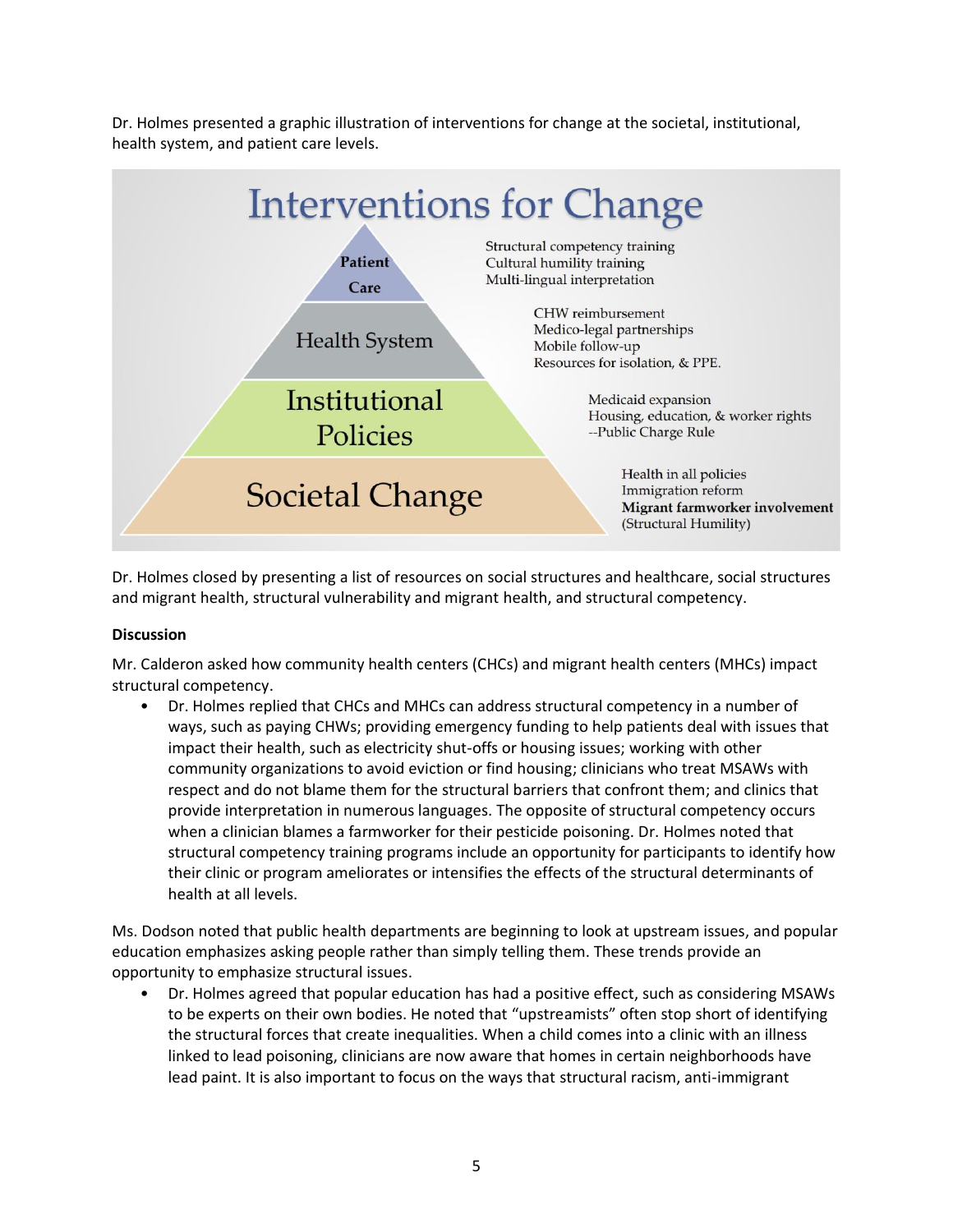Dr. Holmes presented a graphic illustration of interventions for change at the societal, institutional, health system, and patient care levels.

**Interventions for Change**

| Level | Interventions |
|---|---|
| Patient Care | Structural competency training<br>Cultural humility training<br>Multi-lingual interpretation |
| Health System | CHW reimbursement<br>Medico-legal partnerships<br>Mobile follow-up<br>Resources for isolation, & PPE. |
| Institutional Policies | Medicaid expansion<br>Housing, education, & worker rights<br>--Public Charge Rule |
| Societal Change | Health in all policies<br>Immigration reform<br>**Migrant farmworker involvement**<br>(Structural Humility) |

Dr. Holmes closed by presenting a list of resources on social structures and healthcare, social structures and migrant health, structural vulnerability and migrant health, and structural competency.

**Discussion**

Mr. Calderon asked how community health centers (CHCs) and migrant health centers (MHCs) impact structural competency.

- Dr. Holmes replied that CHCs and MHCs can address structural competency in a number of ways, such as paying CHWs; providing emergency funding to help patients deal with issues that impact their health, such as electricity shut-offs or housing issues; working with other community organizations to avoid eviction or find housing; clinicians who treat MSAWs with respect and do not blame them for the structural barriers that confront them; and clinics that provide interpretation in numerous languages. The opposite of structural competency occurs when a clinician blames a farmworker for their pesticide poisoning. Dr. Holmes noted that structural competency training programs include an opportunity for participants to identify how their clinic or program ameliorates or intensifies the effects of the structural determinants of health at all levels.

Ms. Dodson noted that public health departments are beginning to look at upstream issues, and popular education emphasizes asking people rather than simply telling them. These trends provide an opportunity to emphasize structural issues.

- Dr. Holmes agreed that popular education has had a positive effect, such as considering MSAWs to be experts on their own bodies. He noted that "upstreamists" often stop short of identifying the structural forces that create inequalities. When a child comes into a clinic with an illness linked to lead poisoning, clinicians are now aware that homes in certain neighborhoods have lead paint. It is also important to focus on the ways that structural racism, anti-immigrant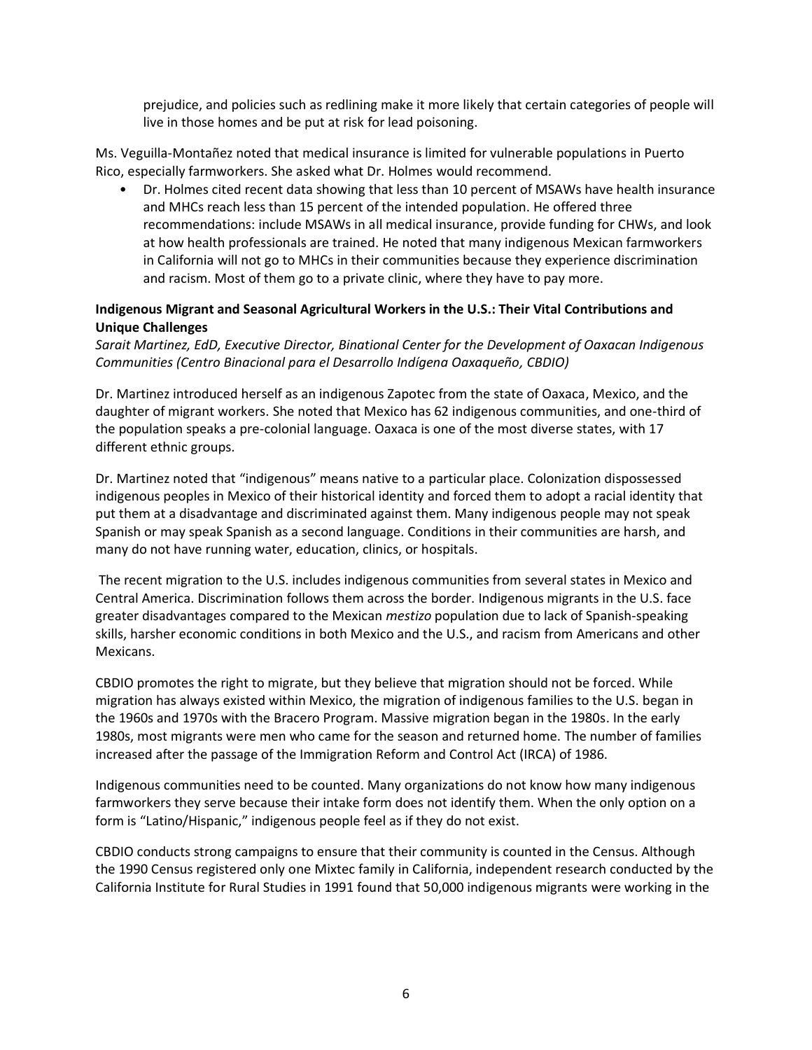prejudice, and policies such as redlining make it more likely that certain categories of people will live in those homes and be put at risk for lead poisoning.

Ms. Veguilla-Montañez noted that medical insurance is limited for vulnerable populations in Puerto Rico, especially farmworkers. She asked what Dr. Holmes would recommend.

- Dr. Holmes cited recent data showing that less than 10 percent of MSAWs have health insurance and MHCs reach less than 15 percent of the intended population. He offered three recommendations: include MSAWs in all medical insurance, provide funding for CHWs, and look at how health professionals are trained. He noted that many indigenous Mexican farmworkers in California will not go to MHCs in their communities because they experience discrimination and racism. Most of them go to a private clinic, where they have to pay more.

**Indigenous Migrant and Seasonal Agricultural Workers in the U.S.: Their Vital Contributions and Unique Challenges**

*Sarait Martinez, EdD, Executive Director, Binational Center for the Development of Oaxacan Indigenous Communities (Centro Binacional para el Desarrollo Indígena Oaxaqueño, CBDIO)*

Dr. Martinez introduced herself as an indigenous Zapotec from the state of Oaxaca, Mexico, and the daughter of migrant workers. She noted that Mexico has 62 indigenous communities, and one-third of the population speaks a pre-colonial language. Oaxaca is one of the most diverse states, with 17 different ethnic groups.

Dr. Martinez noted that "indigenous" means native to a particular place. Colonization dispossessed indigenous peoples in Mexico of their historical identity and forced them to adopt a racial identity that put them at a disadvantage and discriminated against them. Many indigenous people may not speak Spanish or may speak Spanish as a second language. Conditions in their communities are harsh, and many do not have running water, education, clinics, or hospitals.

The recent migration to the U.S. includes indigenous communities from several states in Mexico and Central America. Discrimination follows them across the border. Indigenous migrants in the U.S. face greater disadvantages compared to the Mexican *mestizo* population due to lack of Spanish-speaking skills, harsher economic conditions in both Mexico and the U.S., and racism from Americans and other Mexicans.

CBDIO promotes the right to migrate, but they believe that migration should not be forced. While migration has always existed within Mexico, the migration of indigenous families to the U.S. began in the 1960s and 1970s with the Bracero Program. Massive migration began in the 1980s. In the early 1980s, most migrants were men who came for the season and returned home. The number of families increased after the passage of the Immigration Reform and Control Act (IRCA) of 1986.

Indigenous communities need to be counted. Many organizations do not know how many indigenous farmworkers they serve because their intake form does not identify them. When the only option on a form is "Latino/Hispanic," indigenous people feel as if they do not exist.

CBDIO conducts strong campaigns to ensure that their community is counted in the Census. Although the 1990 Census registered only one Mixtec family in California, independent research conducted by the California Institute for Rural Studies in 1991 found that 50,000 indigenous migrants were working in the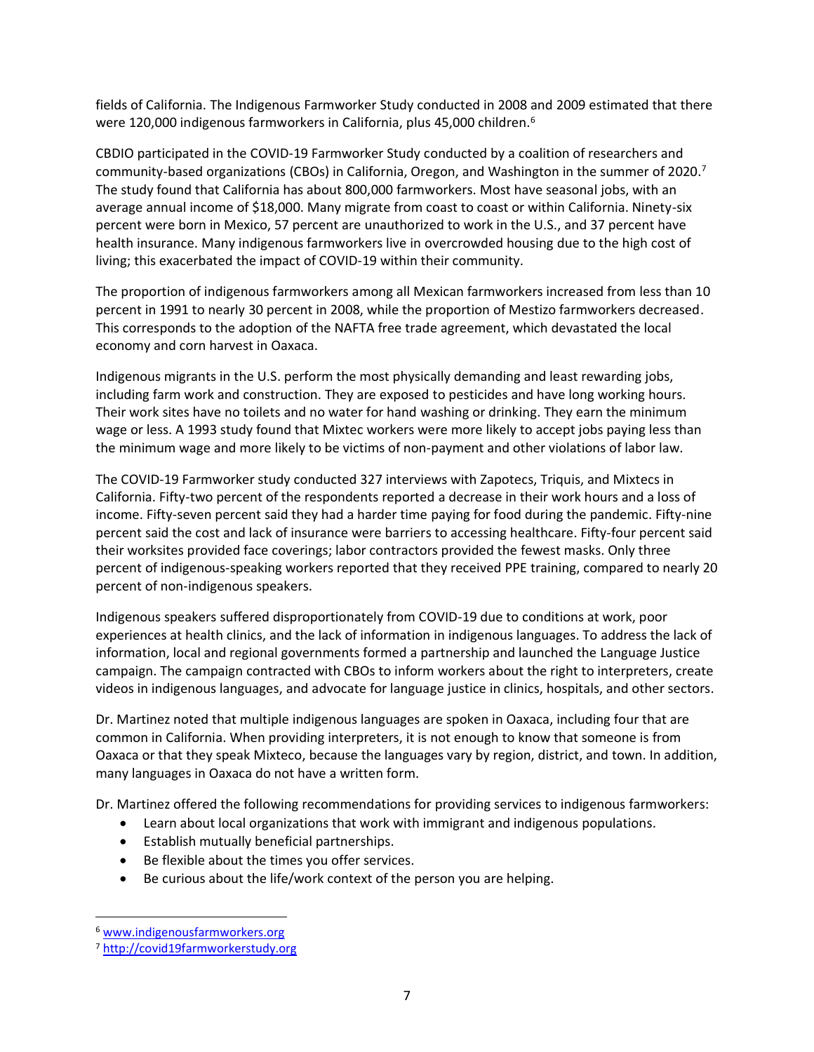fields of California. The Indigenous Farmworker Study conducted in 2008 and 2009 estimated that there were 120,000 indigenous farmworkers in California, plus 45,000 children.[6]

CBDIO participated in the COVID-19 Farmworker Study conducted by a coalition of researchers and community-based organizations (CBOs) in California, Oregon, and Washington in the summer of 2020.[7] The study found that California has about 800,000 farmworkers. Most have seasonal jobs, with an average annual income of $18,000. Many migrate from coast to coast or within California. Ninety-six percent were born in Mexico, 57 percent are unauthorized to work in the U.S., and 37 percent have health insurance. Many indigenous farmworkers live in overcrowded housing due to the high cost of living; this exacerbated the impact of COVID-19 within their community.

The proportion of indigenous farmworkers among all Mexican farmworkers increased from less than 10 percent in 1991 to nearly 30 percent in 2008, while the proportion of Mestizo farmworkers decreased. This corresponds to the adoption of the NAFTA free trade agreement, which devastated the local economy and corn harvest in Oaxaca.

Indigenous migrants in the U.S. perform the most physically demanding and least rewarding jobs, including farm work and construction. They are exposed to pesticides and have long working hours. Their work sites have no toilets and no water for hand washing or drinking. They earn the minimum wage or less. A 1993 study found that Mixtec workers were more likely to accept jobs paying less than the minimum wage and more likely to be victims of non-payment and other violations of labor law.

The COVID-19 Farmworker study conducted 327 interviews with Zapotecs, Triquis, and Mixtecs in California. Fifty-two percent of the respondents reported a decrease in their work hours and a loss of income. Fifty-seven percent said they had a harder time paying for food during the pandemic. Fifty-nine percent said the cost and lack of insurance were barriers to accessing healthcare. Fifty-four percent said their worksites provided face coverings; labor contractors provided the fewest masks. Only three percent of indigenous-speaking workers reported that they received PPE training, compared to nearly 20 percent of non-indigenous speakers.

Indigenous speakers suffered disproportionately from COVID-19 due to conditions at work, poor experiences at health clinics, and the lack of information in indigenous languages. To address the lack of information, local and regional governments formed a partnership and launched the Language Justice campaign. The campaign contracted with CBOs to inform workers about the right to interpreters, create videos in indigenous languages, and advocate for language justice in clinics, hospitals, and other sectors.

Dr. Martinez noted that multiple indigenous languages are spoken in Oaxaca, including four that are common in California. When providing interpreters, it is not enough to know that someone is from Oaxaca or that they speak Mixteco, because the languages vary by region, district, and town. In addition, many languages in Oaxaca do not have a written form.

Dr. Martinez offered the following recommendations for providing services to indigenous farmworkers:

- Learn about local organizations that work with immigrant and indigenous populations.
- Establish mutually beneficial partnerships.
- Be flexible about the times you offer services.
- Be curious about the life/work context of the person you are helping.

[6] www.indigenousfarmworkers.org

[7] http://covid19farmworkerstudy.org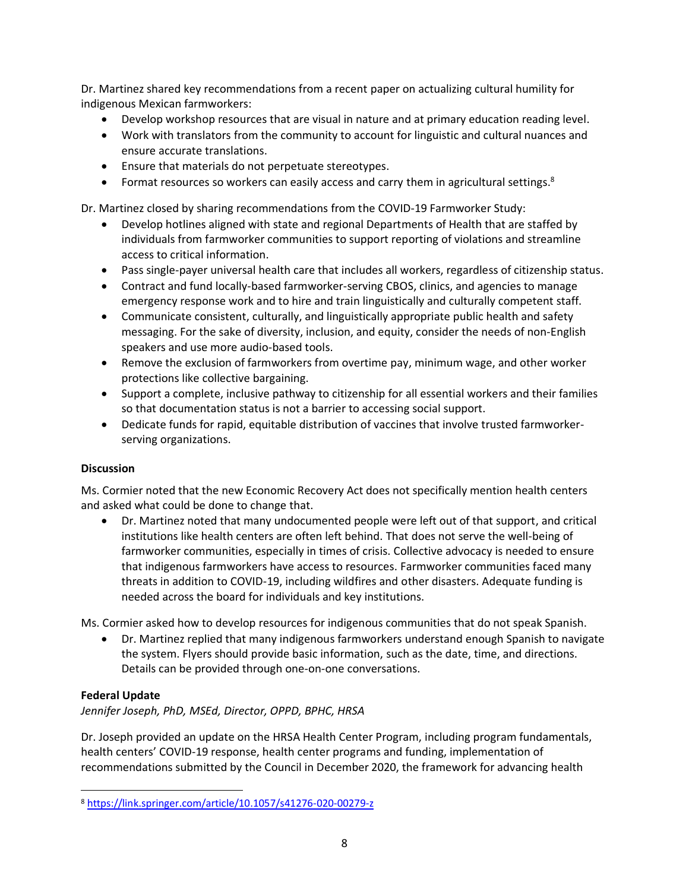Dr. Martinez shared key recommendations from a recent paper on actualizing cultural humility for indigenous Mexican farmworkers:

- Develop workshop resources that are visual in nature and at primary education reading level.
- Work with translators from the community to account for linguistic and cultural nuances and ensure accurate translations.
- Ensure that materials do not perpetuate stereotypes.
- Format resources so workers can easily access and carry them in agricultural settings.[8]

Dr. Martinez closed by sharing recommendations from the COVID-19 Farmworker Study:

- Develop hotlines aligned with state and regional Departments of Health that are staffed by individuals from farmworker communities to support reporting of violations and streamline access to critical information.
- Pass single-payer universal health care that includes all workers, regardless of citizenship status.
- Contract and fund locally-based farmworker-serving CBOS, clinics, and agencies to manage emergency response work and to hire and train linguistically and culturally competent staff.
- Communicate consistent, culturally, and linguistically appropriate public health and safety messaging. For the sake of diversity, inclusion, and equity, consider the needs of non-English speakers and use more audio-based tools.
- Remove the exclusion of farmworkers from overtime pay, minimum wage, and other worker protections like collective bargaining.
- Support a complete, inclusive pathway to citizenship for all essential workers and their families so that documentation status is not a barrier to accessing social support.
- Dedicate funds for rapid, equitable distribution of vaccines that involve trusted farmworker-serving organizations.

**Discussion**

Ms. Cormier noted that the new Economic Recovery Act does not specifically mention health centers and asked what could be done to change that.

- Dr. Martinez noted that many undocumented people were left out of that support, and critical institutions like health centers are often left behind. That does not serve the well-being of farmworker communities, especially in times of crisis. Collective advocacy is needed to ensure that indigenous farmworkers have access to resources. Farmworker communities faced many threats in addition to COVID-19, including wildfires and other disasters. Adequate funding is needed across the board for individuals and key institutions.

Ms. Cormier asked how to develop resources for indigenous communities that do not speak Spanish.

- Dr. Martinez replied that many indigenous farmworkers understand enough Spanish to navigate the system. Flyers should provide basic information, such as the date, time, and directions. Details can be provided through one-on-one conversations.

**Federal Update**

*Jennifer Joseph, PhD, MSEd, Director, OPPD, BPHC, HRSA*

Dr. Joseph provided an update on the HRSA Health Center Program, including program fundamentals, health centers' COVID-19 response, health center programs and funding, implementation of recommendations submitted by the Council in December 2020, the framework for advancing health

---

[8] https://link.springer.com/article/10.1057/s41276-020-00279-z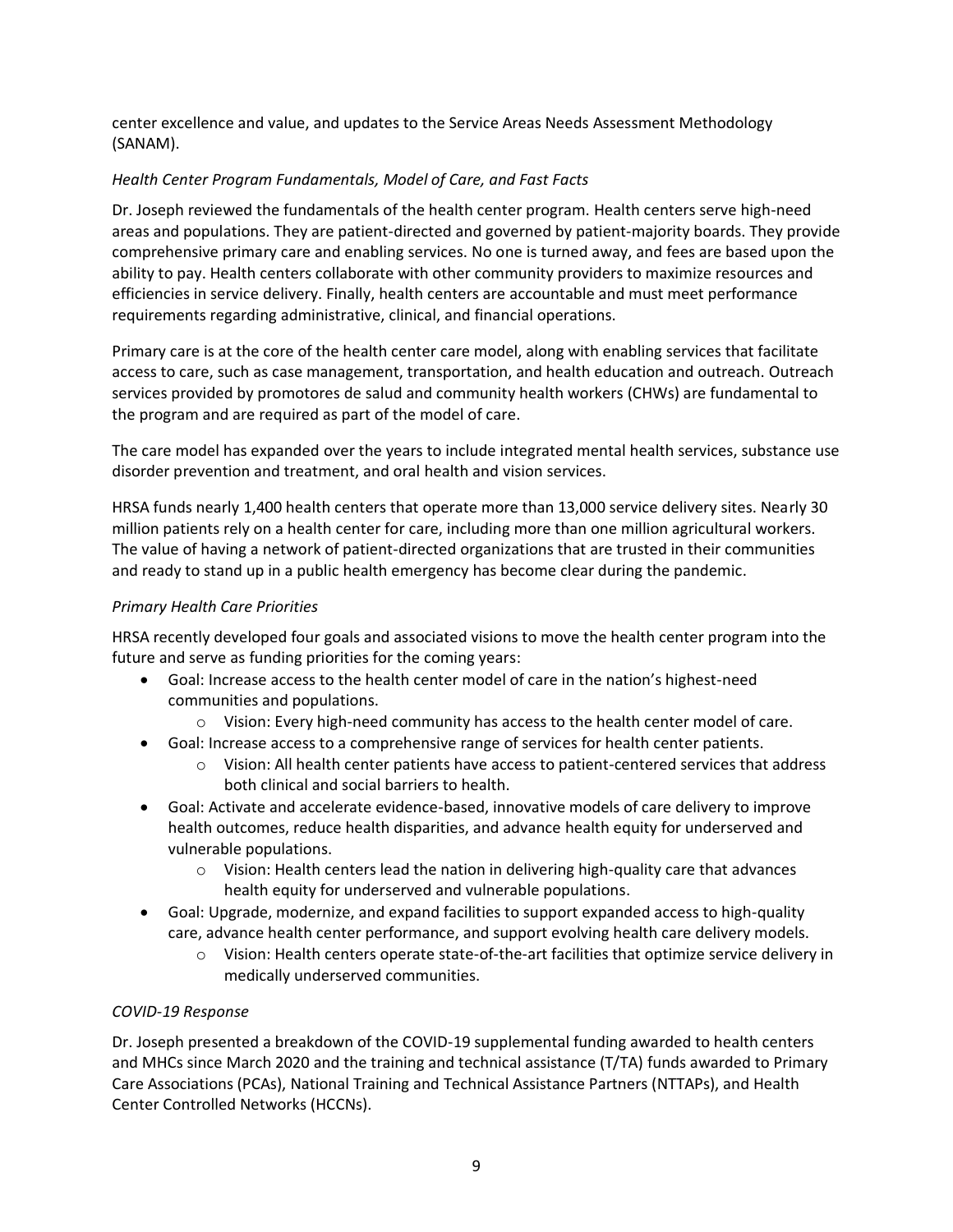center excellence and value, and updates to the Service Areas Needs Assessment Methodology (SANAM).

### *Health Center Program Fundamentals, Model of Care, and Fast Facts*

Dr. Joseph reviewed the fundamentals of the health center program. Health centers serve high-need areas and populations. They are patient-directed and governed by patient-majority boards. They provide comprehensive primary care and enabling services. No one is turned away, and fees are based upon the ability to pay. Health centers collaborate with other community providers to maximize resources and efficiencies in service delivery. Finally, health centers are accountable and must meet performance requirements regarding administrative, clinical, and financial operations.

Primary care is at the core of the health center care model, along with enabling services that facilitate access to care, such as case management, transportation, and health education and outreach. Outreach services provided by promotores de salud and community health workers (CHWs) are fundamental to the program and are required as part of the model of care.

The care model has expanded over the years to include integrated mental health services, substance use disorder prevention and treatment, and oral health and vision services.

HRSA funds nearly 1,400 health centers that operate more than 13,000 service delivery sites. Nearly 30 million patients rely on a health center for care, including more than one million agricultural workers. The value of having a network of patient-directed organizations that are trusted in their communities and ready to stand up in a public health emergency has become clear during the pandemic.

### *Primary Health Care Priorities*

HRSA recently developed four goals and associated visions to move the health center program into the future and serve as funding priorities for the coming years:

- Goal: Increase access to the health center model of care in the nation's highest-need communities and populations.
  - Vision: Every high-need community has access to the health center model of care.
- Goal: Increase access to a comprehensive range of services for health center patients.
  - Vision: All health center patients have access to patient-centered services that address both clinical and social barriers to health.
- Goal: Activate and accelerate evidence-based, innovative models of care delivery to improve health outcomes, reduce health disparities, and advance health equity for underserved and vulnerable populations.
  - Vision: Health centers lead the nation in delivering high-quality care that advances health equity for underserved and vulnerable populations.
- Goal: Upgrade, modernize, and expand facilities to support expanded access to high-quality care, advance health center performance, and support evolving health care delivery models.
  - Vision: Health centers operate state-of-the-art facilities that optimize service delivery in medically underserved communities.

### *COVID-19 Response*

Dr. Joseph presented a breakdown of the COVID-19 supplemental funding awarded to health centers and MHCs since March 2020 and the training and technical assistance (T/TA) funds awarded to Primary Care Associations (PCAs), National Training and Technical Assistance Partners (NTTAPs), and Health Center Controlled Networks (HCCNs).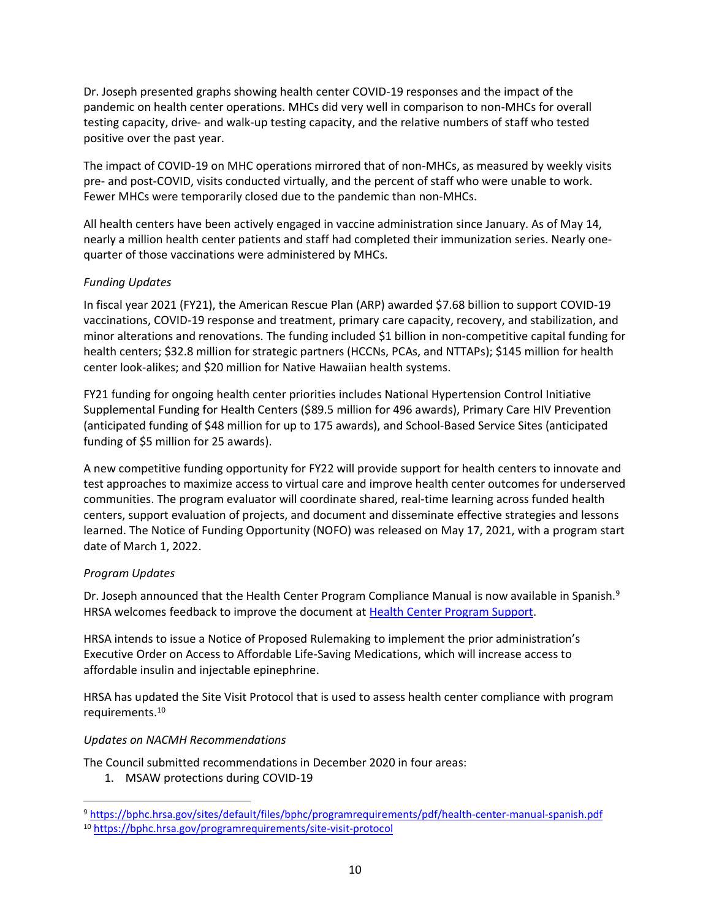Dr. Joseph presented graphs showing health center COVID-19 responses and the impact of the pandemic on health center operations. MHCs did very well in comparison to non-MHCs for overall testing capacity, drive- and walk-up testing capacity, and the relative numbers of staff who tested positive over the past year.

The impact of COVID-19 on MHC operations mirrored that of non-MHCs, as measured by weekly visits pre- and post-COVID, visits conducted virtually, and the percent of staff who were unable to work. Fewer MHCs were temporarily closed due to the pandemic than non-MHCs.

All health centers have been actively engaged in vaccine administration since January. As of May 14, nearly a million health center patients and staff had completed their immunization series. Nearly one-quarter of those vaccinations were administered by MHCs.

*Funding Updates*

In fiscal year 2021 (FY21), the American Rescue Plan (ARP) awarded $7.68 billion to support COVID-19 vaccinations, COVID-19 response and treatment, primary care capacity, recovery, and stabilization, and minor alterations and renovations. The funding included $1 billion in non-competitive capital funding for health centers; $32.8 million for strategic partners (HCCNs, PCAs, and NTTAPs); $145 million for health center look-alikes; and $20 million for Native Hawaiian health systems.

FY21 funding for ongoing health center priorities includes National Hypertension Control Initiative Supplemental Funding for Health Centers ($89.5 million for 496 awards), Primary Care HIV Prevention (anticipated funding of $48 million for up to 175 awards), and School-Based Service Sites (anticipated funding of $5 million for 25 awards).

A new competitive funding opportunity for FY22 will provide support for health centers to innovate and test approaches to maximize access to virtual care and improve health center outcomes for underserved communities. The program evaluator will coordinate shared, real-time learning across funded health centers, support evaluation of projects, and document and disseminate effective strategies and lessons learned. The Notice of Funding Opportunity (NOFO) was released on May 17, 2021, with a program start date of March 1, 2022.

*Program Updates*

Dr. Joseph announced that the Health Center Program Compliance Manual is now available in Spanish.[9] HRSA welcomes feedback to improve the document at Health Center Program Support.

HRSA intends to issue a Notice of Proposed Rulemaking to implement the prior administration's Executive Order on Access to Affordable Life-Saving Medications, which will increase access to affordable insulin and injectable epinephrine.

HRSA has updated the Site Visit Protocol that is used to assess health center compliance with program requirements.[10]

*Updates on NACMH Recommendations*

The Council submitted recommendations in December 2020 in four areas:

1. MSAW protections during COVID-19

[9] https://bphc.hrsa.gov/sites/default/files/bphc/programrequirements/pdf/health-center-manual-spanish.pdf

[10] https://bphc.hrsa.gov/programrequirements/site-visit-protocol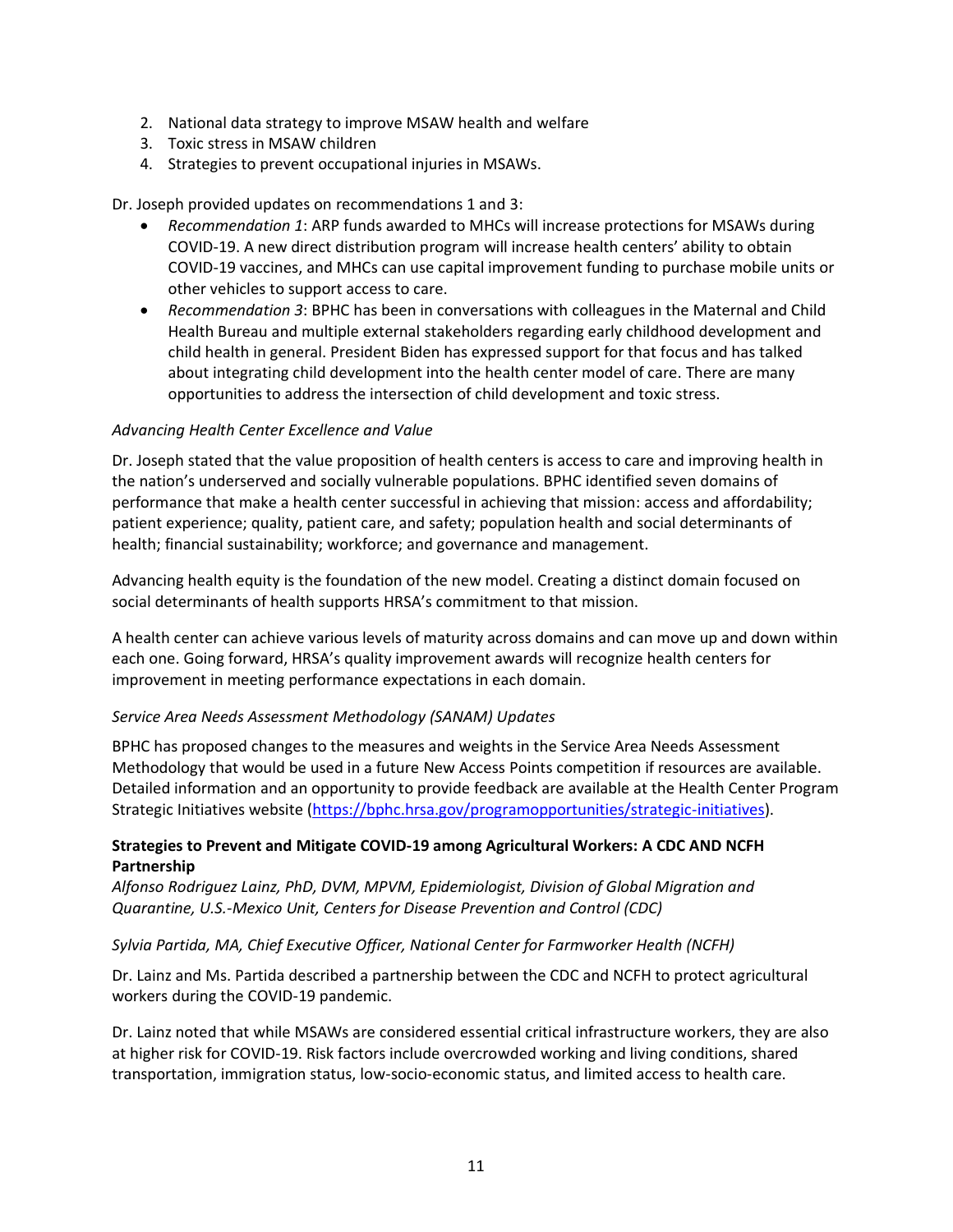2. National data strategy to improve MSAW health and welfare
3. Toxic stress in MSAW children
4. Strategies to prevent occupational injuries in MSAWs.

Dr. Joseph provided updates on recommendations 1 and 3:

- *Recommendation 1*: ARP funds awarded to MHCs will increase protections for MSAWs during COVID-19. A new direct distribution program will increase health centers' ability to obtain COVID-19 vaccines, and MHCs can use capital improvement funding to purchase mobile units or other vehicles to support access to care.
- *Recommendation 3*: BPHC has been in conversations with colleagues in the Maternal and Child Health Bureau and multiple external stakeholders regarding early childhood development and child health in general. President Biden has expressed support for that focus and has talked about integrating child development into the health center model of care. There are many opportunities to address the intersection of child development and toxic stress.

*Advancing Health Center Excellence and Value*

Dr. Joseph stated that the value proposition of health centers is access to care and improving health in the nation's underserved and socially vulnerable populations. BPHC identified seven domains of performance that make a health center successful in achieving that mission: access and affordability; patient experience; quality, patient care, and safety; population health and social determinants of health; financial sustainability; workforce; and governance and management.

Advancing health equity is the foundation of the new model. Creating a distinct domain focused on social determinants of health supports HRSA's commitment to that mission.

A health center can achieve various levels of maturity across domains and can move up and down within each one. Going forward, HRSA's quality improvement awards will recognize health centers for improvement in meeting performance expectations in each domain.

*Service Area Needs Assessment Methodology (SANAM) Updates*

BPHC has proposed changes to the measures and weights in the Service Area Needs Assessment Methodology that would be used in a future New Access Points competition if resources are available. Detailed information and an opportunity to provide feedback are available at the Health Center Program Strategic Initiatives website (https://bphc.hrsa.gov/programopportunities/strategic-initiatives).

**Strategies to Prevent and Mitigate COVID-19 among Agricultural Workers: A CDC AND NCFH Partnership**

*Alfonso Rodriguez Lainz, PhD, DVM, MPVM, Epidemiologist, Division of Global Migration and Quarantine, U.S.-Mexico Unit, Centers for Disease Prevention and Control (CDC)*

*Sylvia Partida, MA, Chief Executive Officer, National Center for Farmworker Health (NCFH)*

Dr. Lainz and Ms. Partida described a partnership between the CDC and NCFH to protect agricultural workers during the COVID-19 pandemic.

Dr. Lainz noted that while MSAWs are considered essential critical infrastructure workers, they are also at higher risk for COVID-19. Risk factors include overcrowded working and living conditions, shared transportation, immigration status, low-socio-economic status, and limited access to health care.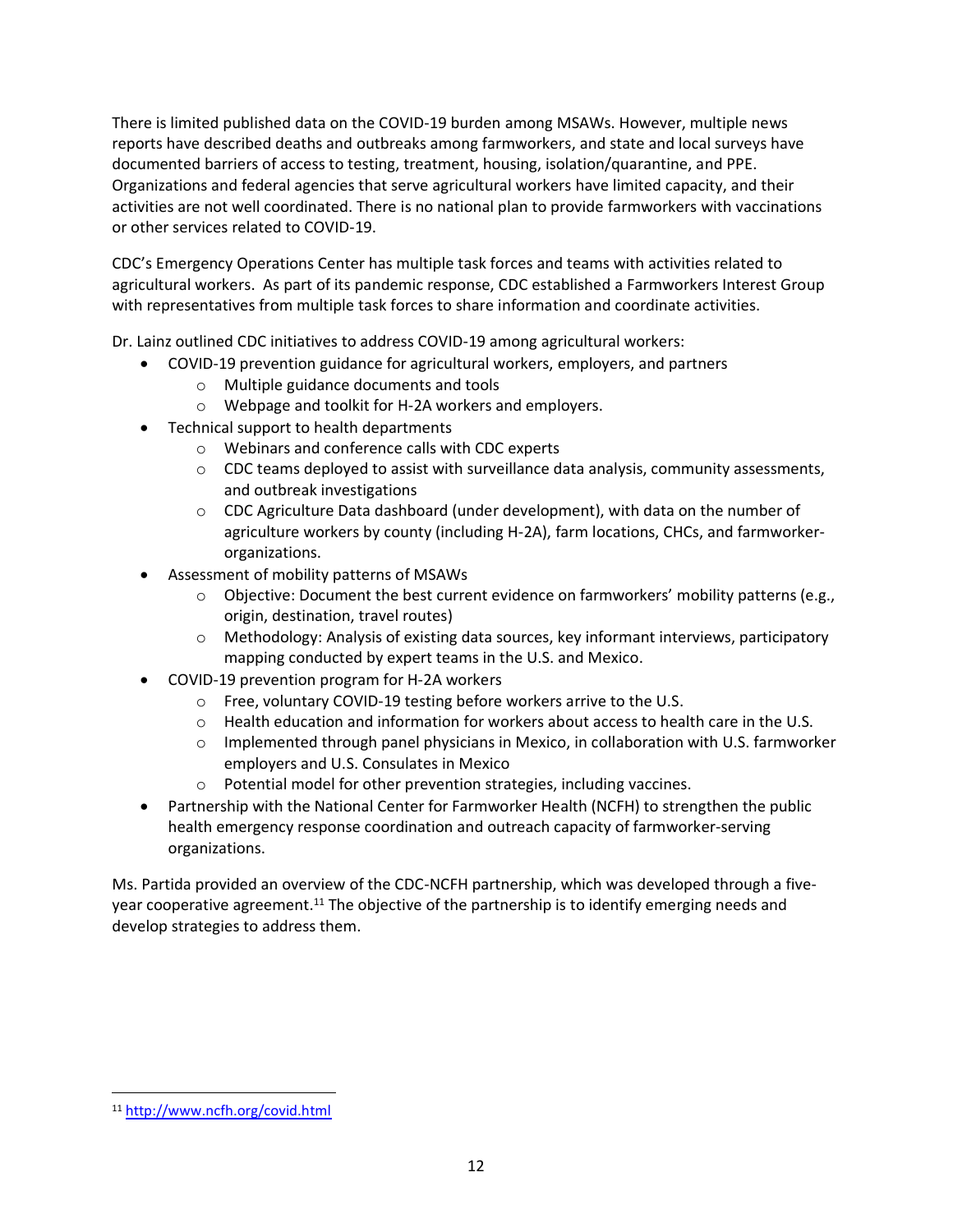There is limited published data on the COVID-19 burden among MSAWs. However, multiple news reports have described deaths and outbreaks among farmworkers, and state and local surveys have documented barriers of access to testing, treatment, housing, isolation/quarantine, and PPE. Organizations and federal agencies that serve agricultural workers have limited capacity, and their activities are not well coordinated. There is no national plan to provide farmworkers with vaccinations or other services related to COVID-19.

CDC's Emergency Operations Center has multiple task forces and teams with activities related to agricultural workers. As part of its pandemic response, CDC established a Farmworkers Interest Group with representatives from multiple task forces to share information and coordinate activities.

Dr. Lainz outlined CDC initiatives to address COVID-19 among agricultural workers:

- COVID-19 prevention guidance for agricultural workers, employers, and partners
  - Multiple guidance documents and tools
  - Webpage and toolkit for H-2A workers and employers.
- Technical support to health departments
  - Webinars and conference calls with CDC experts
  - CDC teams deployed to assist with surveillance data analysis, community assessments, and outbreak investigations
  - CDC Agriculture Data dashboard (under development), with data on the number of agriculture workers by county (including H-2A), farm locations, CHCs, and farmworker-organizations.
- Assessment of mobility patterns of MSAWs
  - Objective: Document the best current evidence on farmworkers' mobility patterns (e.g., origin, destination, travel routes)
  - Methodology: Analysis of existing data sources, key informant interviews, participatory mapping conducted by expert teams in the U.S. and Mexico.
- COVID-19 prevention program for H-2A workers
  - Free, voluntary COVID-19 testing before workers arrive to the U.S.
  - Health education and information for workers about access to health care in the U.S.
  - Implemented through panel physicians in Mexico, in collaboration with U.S. farmworker employers and U.S. Consulates in Mexico
  - Potential model for other prevention strategies, including vaccines.
- Partnership with the National Center for Farmworker Health (NCFH) to strengthen the public health emergency response coordination and outreach capacity of farmworker-serving organizations.

Ms. Partida provided an overview of the CDC-NCFH partnership, which was developed through a five-year cooperative agreement.[11] The objective of the partnership is to identify emerging needs and develop strategies to address them.

[11] http://www.ncfh.org/covid.html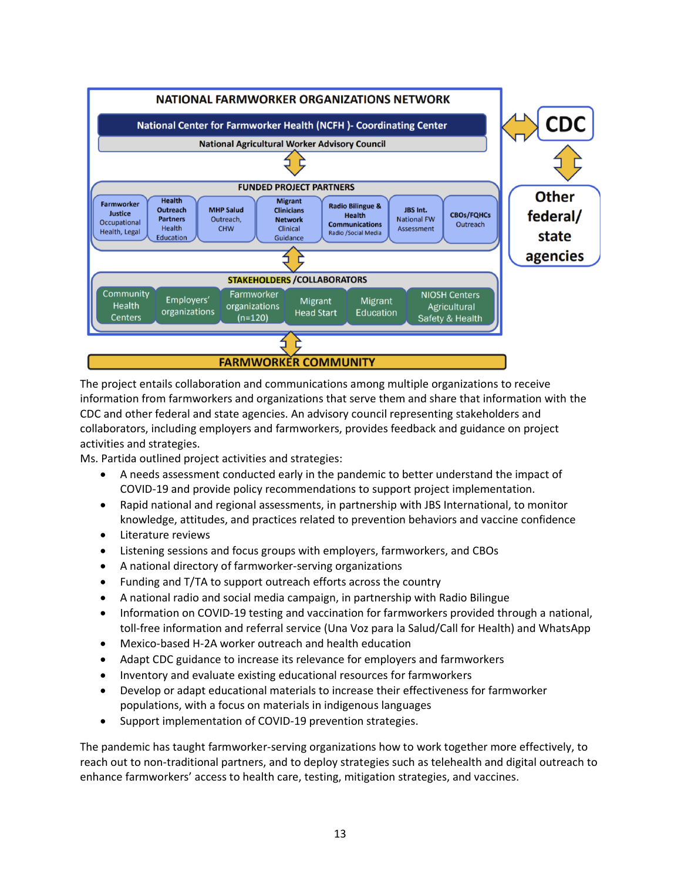NATIONAL FARMWORKER ORGANIZATIONS NETWORK

National Center for Farmworker Health (NCFH )- Coordinating Center

National Agricultural Worker Advisory Council

FUNDED PROJECT PARTNERS

Farmworker Justice Occupational Health, Legal | Health Outreach Partners Health Education | MHP Salud Outreach, CHW | Migrant Clinicians Network Clinical Guidance | Radio Bilingue & Health Communications Radio /Social Media | JBS Int. National FW Assessment | CBOs/FQHCs Outreach

STAKEHOLDERS /COLLABORATORS

Community Health Centers | Employers' organizations | Farmworker organizations (n=120) | Migrant Head Start | Migrant Education | NIOSH Centers Agricultural Safety & Health

FARMWORKER COMMUNITY

CDC

Other federal/ state agencies

The project entails collaboration and communications among multiple organizations to receive information from farmworkers and organizations that serve them and share that information with the CDC and other federal and state agencies. An advisory council representing stakeholders and collaborators, including employers and farmworkers, provides feedback and guidance on project activities and strategies.

Ms. Partida outlined project activities and strategies:

- A needs assessment conducted early in the pandemic to better understand the impact of COVID-19 and provide policy recommendations to support project implementation.
- Rapid national and regional assessments, in partnership with JBS International, to monitor knowledge, attitudes, and practices related to prevention behaviors and vaccine confidence
- Literature reviews
- Listening sessions and focus groups with employers, farmworkers, and CBOs
- A national directory of farmworker-serving organizations
- Funding and T/TA to support outreach efforts across the country
- A national radio and social media campaign, in partnership with Radio Bilingue
- Information on COVID-19 testing and vaccination for farmworkers provided through a national, toll-free information and referral service (Una Voz para la Salud/Call for Health) and WhatsApp
- Mexico-based H-2A worker outreach and health education
- Adapt CDC guidance to increase its relevance for employers and farmworkers
- Inventory and evaluate existing educational resources for farmworkers
- Develop or adapt educational materials to increase their effectiveness for farmworker populations, with a focus on materials in indigenous languages
- Support implementation of COVID-19 prevention strategies.

The pandemic has taught farmworker-serving organizations how to work together more effectively, to reach out to non-traditional partners, and to deploy strategies such as telehealth and digital outreach to enhance farmworkers' access to health care, testing, mitigation strategies, and vaccines.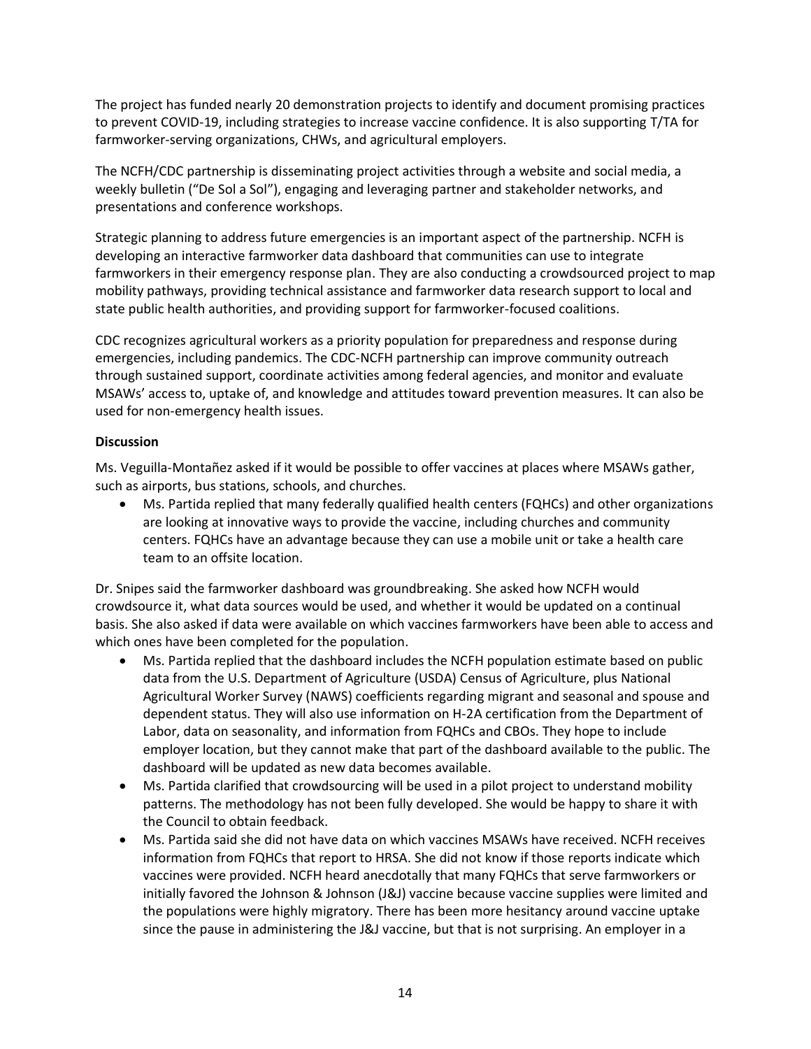The project has funded nearly 20 demonstration projects to identify and document promising practices to prevent COVID-19, including strategies to increase vaccine confidence. It is also supporting T/TA for farmworker-serving organizations, CHWs, and agricultural employers.

The NCFH/CDC partnership is disseminating project activities through a website and social media, a weekly bulletin ("De Sol a Sol"), engaging and leveraging partner and stakeholder networks, and presentations and conference workshops.

Strategic planning to address future emergencies is an important aspect of the partnership. NCFH is developing an interactive farmworker data dashboard that communities can use to integrate farmworkers in their emergency response plan. They are also conducting a crowdsourced project to map mobility pathways, providing technical assistance and farmworker data research support to local and state public health authorities, and providing support for farmworker-focused coalitions.

CDC recognizes agricultural workers as a priority population for preparedness and response during emergencies, including pandemics. The CDC-NCFH partnership can improve community outreach through sustained support, coordinate activities among federal agencies, and monitor and evaluate MSAWs' access to, uptake of, and knowledge and attitudes toward prevention measures. It can also be used for non-emergency health issues.

**Discussion**

Ms. Veguilla-Montañez asked if it would be possible to offer vaccines at places where MSAWs gather, such as airports, bus stations, schools, and churches.

- Ms. Partida replied that many federally qualified health centers (FQHCs) and other organizations are looking at innovative ways to provide the vaccine, including churches and community centers. FQHCs have an advantage because they can use a mobile unit or take a health care team to an offsite location.

Dr. Snipes said the farmworker dashboard was groundbreaking. She asked how NCFH would crowdsource it, what data sources would be used, and whether it would be updated on a continual basis. She also asked if data were available on which vaccines farmworkers have been able to access and which ones have been completed for the population.

- Ms. Partida replied that the dashboard includes the NCFH population estimate based on public data from the U.S. Department of Agriculture (USDA) Census of Agriculture, plus National Agricultural Worker Survey (NAWS) coefficients regarding migrant and seasonal and spouse and dependent status. They will also use information on H-2A certification from the Department of Labor, data on seasonality, and information from FQHCs and CBOs. They hope to include employer location, but they cannot make that part of the dashboard available to the public. The dashboard will be updated as new data becomes available.
- Ms. Partida clarified that crowdsourcing will be used in a pilot project to understand mobility patterns. The methodology has not been fully developed. She would be happy to share it with the Council to obtain feedback.
- Ms. Partida said she did not have data on which vaccines MSAWs have received. NCFH receives information from FQHCs that report to HRSA. She did not know if those reports indicate which vaccines were provided. NCFH heard anecdotally that many FQHCs that serve farmworkers or initially favored the Johnson & Johnson (J&J) vaccine because vaccine supplies were limited and the populations were highly migratory. There has been more hesitancy around vaccine uptake since the pause in administering the J&J vaccine, but that is not surprising. An employer in a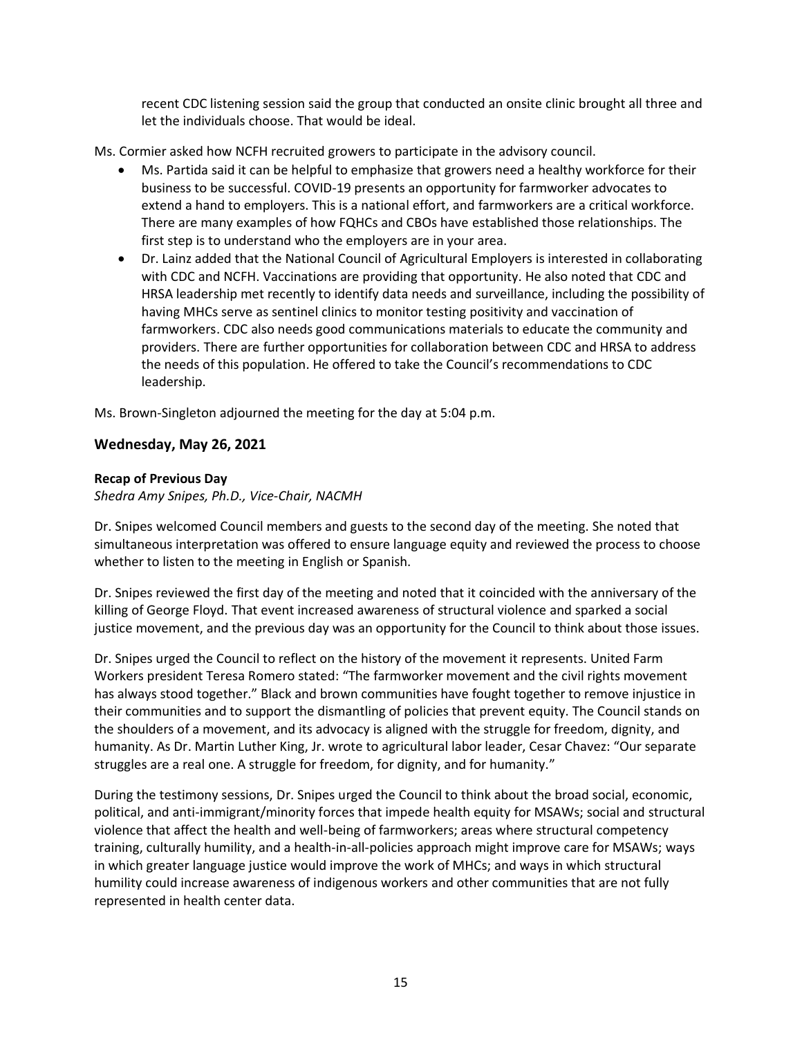recent CDC listening session said the group that conducted an onsite clinic brought all three and let the individuals choose. That would be ideal.

Ms. Cormier asked how NCFH recruited growers to participate in the advisory council.

- Ms. Partida said it can be helpful to emphasize that growers need a healthy workforce for their business to be successful. COVID-19 presents an opportunity for farmworker advocates to extend a hand to employers. This is a national effort, and farmworkers are a critical workforce. There are many examples of how FQHCs and CBOs have established those relationships. The first step is to understand who the employers are in your area.
- Dr. Lainz added that the National Council of Agricultural Employers is interested in collaborating with CDC and NCFH. Vaccinations are providing that opportunity. He also noted that CDC and HRSA leadership met recently to identify data needs and surveillance, including the possibility of having MHCs serve as sentinel clinics to monitor testing positivity and vaccination of farmworkers. CDC also needs good communications materials to educate the community and providers. There are further opportunities for collaboration between CDC and HRSA to address the needs of this population. He offered to take the Council's recommendations to CDC leadership.

Ms. Brown-Singleton adjourned the meeting for the day at 5:04 p.m.

## Wednesday, May 26, 2021

### Recap of Previous Day

*Shedra Amy Snipes, Ph.D., Vice-Chair, NACMH*

Dr. Snipes welcomed Council members and guests to the second day of the meeting. She noted that simultaneous interpretation was offered to ensure language equity and reviewed the process to choose whether to listen to the meeting in English or Spanish.

Dr. Snipes reviewed the first day of the meeting and noted that it coincided with the anniversary of the killing of George Floyd. That event increased awareness of structural violence and sparked a social justice movement, and the previous day was an opportunity for the Council to think about those issues.

Dr. Snipes urged the Council to reflect on the history of the movement it represents. United Farm Workers president Teresa Romero stated: "The farmworker movement and the civil rights movement has always stood together." Black and brown communities have fought together to remove injustice in their communities and to support the dismantling of policies that prevent equity. The Council stands on the shoulders of a movement, and its advocacy is aligned with the struggle for freedom, dignity, and humanity. As Dr. Martin Luther King, Jr. wrote to agricultural labor leader, Cesar Chavez: "Our separate struggles are a real one. A struggle for freedom, for dignity, and for humanity."

During the testimony sessions, Dr. Snipes urged the Council to think about the broad social, economic, political, and anti-immigrant/minority forces that impede health equity for MSAWs; social and structural violence that affect the health and well-being of farmworkers; areas where structural competency training, culturally humility, and a health-in-all-policies approach might improve care for MSAWs; ways in which greater language justice would improve the work of MHCs; and ways in which structural humility could increase awareness of indigenous workers and other communities that are not fully represented in health center data.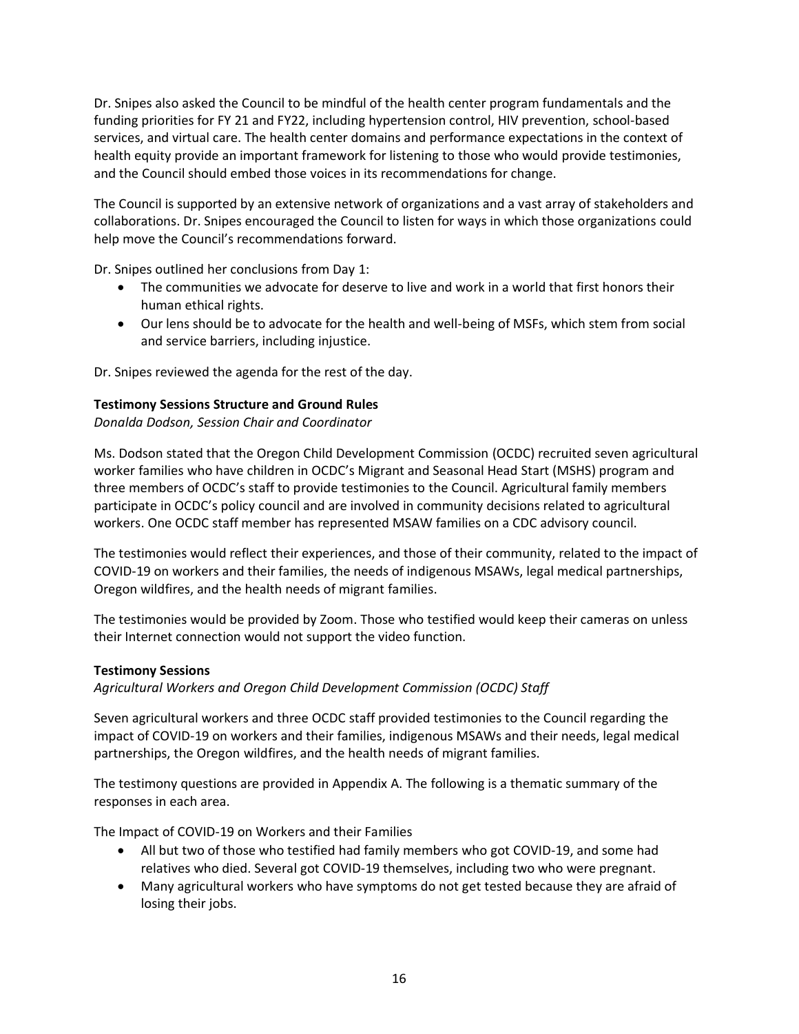Dr. Snipes also asked the Council to be mindful of the health center program fundamentals and the funding priorities for FY 21 and FY22, including hypertension control, HIV prevention, school-based services, and virtual care. The health center domains and performance expectations in the context of health equity provide an important framework for listening to those who would provide testimonies, and the Council should embed those voices in its recommendations for change.

The Council is supported by an extensive network of organizations and a vast array of stakeholders and collaborations. Dr. Snipes encouraged the Council to listen for ways in which those organizations could help move the Council's recommendations forward.

Dr. Snipes outlined her conclusions from Day 1:

- The communities we advocate for deserve to live and work in a world that first honors their human ethical rights.
- Our lens should be to advocate for the health and well-being of MSFs, which stem from social and service barriers, including injustice.

Dr. Snipes reviewed the agenda for the rest of the day.

**Testimony Sessions Structure and Ground Rules**

*Donalda Dodson, Session Chair and Coordinator*

Ms. Dodson stated that the Oregon Child Development Commission (OCDC) recruited seven agricultural worker families who have children in OCDC's Migrant and Seasonal Head Start (MSHS) program and three members of OCDC's staff to provide testimonies to the Council. Agricultural family members participate in OCDC's policy council and are involved in community decisions related to agricultural workers. One OCDC staff member has represented MSAW families on a CDC advisory council.

The testimonies would reflect their experiences, and those of their community, related to the impact of COVID-19 on workers and their families, the needs of indigenous MSAWs, legal medical partnerships, Oregon wildfires, and the health needs of migrant families.

The testimonies would be provided by Zoom. Those who testified would keep their cameras on unless their Internet connection would not support the video function.

**Testimony Sessions**

*Agricultural Workers and Oregon Child Development Commission (OCDC) Staff*

Seven agricultural workers and three OCDC staff provided testimonies to the Council regarding the impact of COVID-19 on workers and their families, indigenous MSAWs and their needs, legal medical partnerships, the Oregon wildfires, and the health needs of migrant families.

The testimony questions are provided in Appendix A. The following is a thematic summary of the responses in each area.

The Impact of COVID-19 on Workers and their Families

- All but two of those who testified had family members who got COVID-19, and some had relatives who died. Several got COVID-19 themselves, including two who were pregnant.
- Many agricultural workers who have symptoms do not get tested because they are afraid of losing their jobs.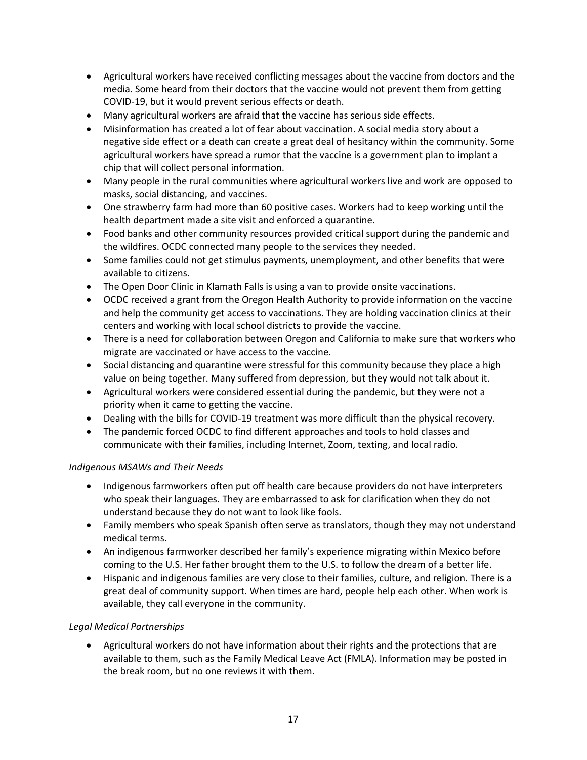- Agricultural workers have received conflicting messages about the vaccine from doctors and the media. Some heard from their doctors that the vaccine would not prevent them from getting COVID-19, but it would prevent serious effects or death.
- Many agricultural workers are afraid that the vaccine has serious side effects.
- Misinformation has created a lot of fear about vaccination. A social media story about a negative side effect or a death can create a great deal of hesitancy within the community. Some agricultural workers have spread a rumor that the vaccine is a government plan to implant a chip that will collect personal information.
- Many people in the rural communities where agricultural workers live and work are opposed to masks, social distancing, and vaccines.
- One strawberry farm had more than 60 positive cases. Workers had to keep working until the health department made a site visit and enforced a quarantine.
- Food banks and other community resources provided critical support during the pandemic and the wildfires. OCDC connected many people to the services they needed.
- Some families could not get stimulus payments, unemployment, and other benefits that were available to citizens.
- The Open Door Clinic in Klamath Falls is using a van to provide onsite vaccinations.
- OCDC received a grant from the Oregon Health Authority to provide information on the vaccine and help the community get access to vaccinations. They are holding vaccination clinics at their centers and working with local school districts to provide the vaccine.
- There is a need for collaboration between Oregon and California to make sure that workers who migrate are vaccinated or have access to the vaccine.
- Social distancing and quarantine were stressful for this community because they place a high value on being together. Many suffered from depression, but they would not talk about it.
- Agricultural workers were considered essential during the pandemic, but they were not a priority when it came to getting the vaccine.
- Dealing with the bills for COVID-19 treatment was more difficult than the physical recovery.
- The pandemic forced OCDC to find different approaches and tools to hold classes and communicate with their families, including Internet, Zoom, texting, and local radio.

*Indigenous MSAWs and Their Needs*

- Indigenous farmworkers often put off health care because providers do not have interpreters who speak their languages. They are embarrassed to ask for clarification when they do not understand because they do not want to look like fools.
- Family members who speak Spanish often serve as translators, though they may not understand medical terms.
- An indigenous farmworker described her family's experience migrating within Mexico before coming to the U.S. Her father brought them to the U.S. to follow the dream of a better life.
- Hispanic and indigenous families are very close to their families, culture, and religion. There is a great deal of community support. When times are hard, people help each other. When work is available, they call everyone in the community.

*Legal Medical Partnerships*

- Agricultural workers do not have information about their rights and the protections that are available to them, such as the Family Medical Leave Act (FMLA). Information may be posted in the break room, but no one reviews it with them.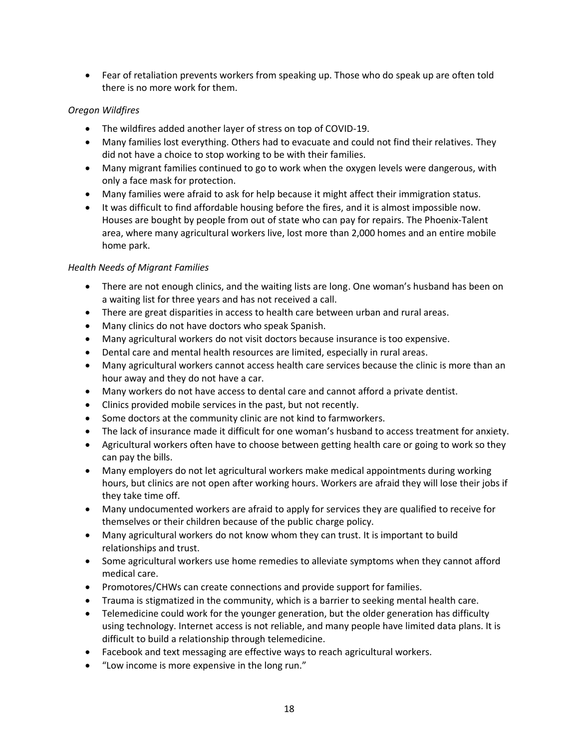- Fear of retaliation prevents workers from speaking up. Those who do speak up are often told there is no more work for them.

*Oregon Wildfires*

- The wildfires added another layer of stress on top of COVID-19.
- Many families lost everything. Others had to evacuate and could not find their relatives. They did not have a choice to stop working to be with their families.
- Many migrant families continued to go to work when the oxygen levels were dangerous, with only a face mask for protection.
- Many families were afraid to ask for help because it might affect their immigration status.
- It was difficult to find affordable housing before the fires, and it is almost impossible now. Houses are bought by people from out of state who can pay for repairs. The Phoenix-Talent area, where many agricultural workers live, lost more than 2,000 homes and an entire mobile home park.

*Health Needs of Migrant Families*

- There are not enough clinics, and the waiting lists are long. One woman's husband has been on a waiting list for three years and has not received a call.
- There are great disparities in access to health care between urban and rural areas.
- Many clinics do not have doctors who speak Spanish.
- Many agricultural workers do not visit doctors because insurance is too expensive.
- Dental care and mental health resources are limited, especially in rural areas.
- Many agricultural workers cannot access health care services because the clinic is more than an hour away and they do not have a car.
- Many workers do not have access to dental care and cannot afford a private dentist.
- Clinics provided mobile services in the past, but not recently.
- Some doctors at the community clinic are not kind to farmworkers.
- The lack of insurance made it difficult for one woman's husband to access treatment for anxiety.
- Agricultural workers often have to choose between getting health care or going to work so they can pay the bills.
- Many employers do not let agricultural workers make medical appointments during working hours, but clinics are not open after working hours. Workers are afraid they will lose their jobs if they take time off.
- Many undocumented workers are afraid to apply for services they are qualified to receive for themselves or their children because of the public charge policy.
- Many agricultural workers do not know whom they can trust. It is important to build relationships and trust.
- Some agricultural workers use home remedies to alleviate symptoms when they cannot afford medical care.
- Promotores/CHWs can create connections and provide support for families.
- Trauma is stigmatized in the community, which is a barrier to seeking mental health care.
- Telemedicine could work for the younger generation, but the older generation has difficulty using technology. Internet access is not reliable, and many people have limited data plans. It is difficult to build a relationship through telemedicine.
- Facebook and text messaging are effective ways to reach agricultural workers.
- "Low income is more expensive in the long run."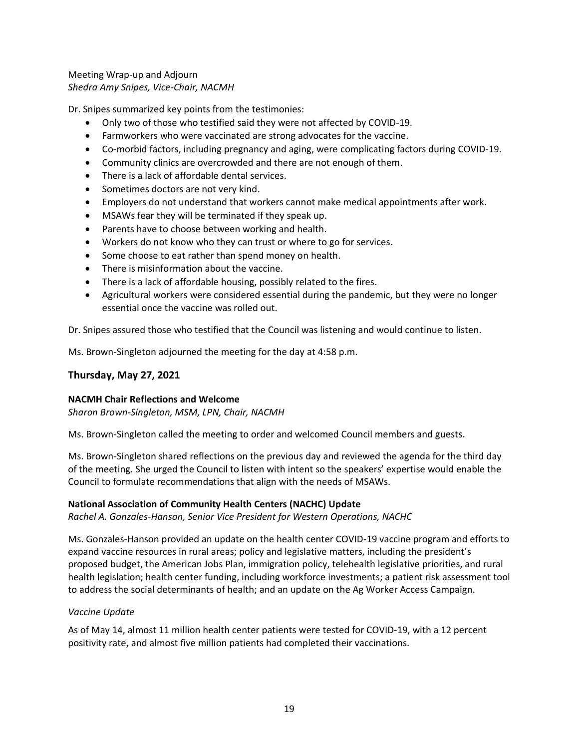Meeting Wrap-up and Adjourn
*Shedra Amy Snipes, Vice-Chair, NACMH*

Dr. Snipes summarized key points from the testimonies:

- Only two of those who testified said they were not affected by COVID-19.
- Farmworkers who were vaccinated are strong advocates for the vaccine.
- Co-morbid factors, including pregnancy and aging, were complicating factors during COVID-19.
- Community clinics are overcrowded and there are not enough of them.
- There is a lack of affordable dental services.
- Sometimes doctors are not very kind.
- Employers do not understand that workers cannot make medical appointments after work.
- MSAWs fear they will be terminated if they speak up.
- Parents have to choose between working and health.
- Workers do not know who they can trust or where to go for services.
- Some choose to eat rather than spend money on health.
- There is misinformation about the vaccine.
- There is a lack of affordable housing, possibly related to the fires.
- Agricultural workers were considered essential during the pandemic, but they were no longer essential once the vaccine was rolled out.

Dr. Snipes assured those who testified that the Council was listening and would continue to listen.

Ms. Brown-Singleton adjourned the meeting for the day at 4:58 p.m.

## Thursday, May 27, 2021

**NACMH Chair Reflections and Welcome**
*Sharon Brown-Singleton, MSM, LPN, Chair, NACMH*

Ms. Brown-Singleton called the meeting to order and welcomed Council members and guests.

Ms. Brown-Singleton shared reflections on the previous day and reviewed the agenda for the third day of the meeting. She urged the Council to listen with intent so the speakers' expertise would enable the Council to formulate recommendations that align with the needs of MSAWs.

**National Association of Community Health Centers (NACHC) Update**
*Rachel A. Gonzales-Hanson, Senior Vice President for Western Operations, NACHC*

Ms. Gonzales-Hanson provided an update on the health center COVID-19 vaccine program and efforts to expand vaccine resources in rural areas; policy and legislative matters, including the president's proposed budget, the American Jobs Plan, immigration policy, telehealth legislative priorities, and rural health legislation; health center funding, including workforce investments; a patient risk assessment tool to address the social determinants of health; and an update on the Ag Worker Access Campaign.

*Vaccine Update*

As of May 14, almost 11 million health center patients were tested for COVID-19, with a 12 percent positivity rate, and almost five million patients had completed their vaccinations.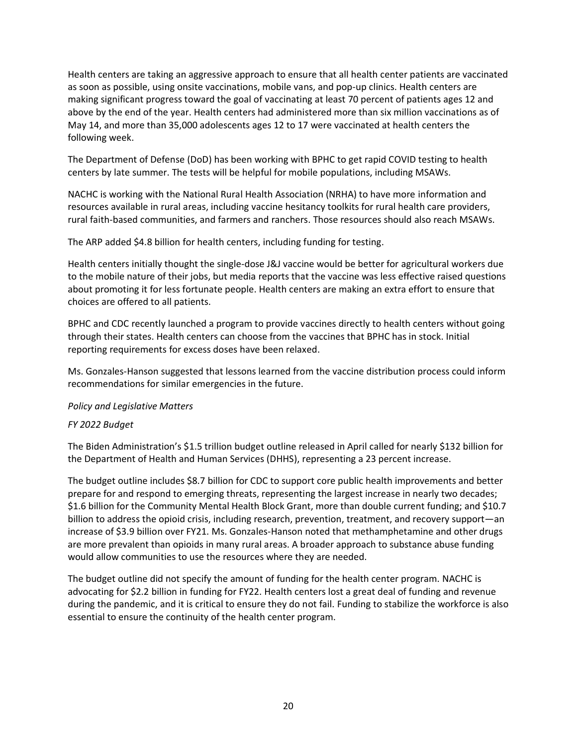Health centers are taking an aggressive approach to ensure that all health center patients are vaccinated as soon as possible, using onsite vaccinations, mobile vans, and pop-up clinics. Health centers are making significant progress toward the goal of vaccinating at least 70 percent of patients ages 12 and above by the end of the year. Health centers had administered more than six million vaccinations as of May 14, and more than 35,000 adolescents ages 12 to 17 were vaccinated at health centers the following week.

The Department of Defense (DoD) has been working with BPHC to get rapid COVID testing to health centers by late summer. The tests will be helpful for mobile populations, including MSAWs.

NACHC is working with the National Rural Health Association (NRHA) to have more information and resources available in rural areas, including vaccine hesitancy toolkits for rural health care providers, rural faith-based communities, and farmers and ranchers. Those resources should also reach MSAWs.

The ARP added $4.8 billion for health centers, including funding for testing.

Health centers initially thought the single-dose J&J vaccine would be better for agricultural workers due to the mobile nature of their jobs, but media reports that the vaccine was less effective raised questions about promoting it for less fortunate people. Health centers are making an extra effort to ensure that choices are offered to all patients.

BPHC and CDC recently launched a program to provide vaccines directly to health centers without going through their states. Health centers can choose from the vaccines that BPHC has in stock. Initial reporting requirements for excess doses have been relaxed.

Ms. Gonzales-Hanson suggested that lessons learned from the vaccine distribution process could inform recommendations for similar emergencies in the future.

*Policy and Legislative Matters*

*FY 2022 Budget*

The Biden Administration's $1.5 trillion budget outline released in April called for nearly $132 billion for the Department of Health and Human Services (DHHS), representing a 23 percent increase.

The budget outline includes $8.7 billion for CDC to support core public health improvements and better prepare for and respond to emerging threats, representing the largest increase in nearly two decades; $1.6 billion for the Community Mental Health Block Grant, more than double current funding; and $10.7 billion to address the opioid crisis, including research, prevention, treatment, and recovery support—an increase of $3.9 billion over FY21. Ms. Gonzales-Hanson noted that methamphetamine and other drugs are more prevalent than opioids in many rural areas. A broader approach to substance abuse funding would allow communities to use the resources where they are needed.

The budget outline did not specify the amount of funding for the health center program. NACHC is advocating for $2.2 billion in funding for FY22. Health centers lost a great deal of funding and revenue during the pandemic, and it is critical to ensure they do not fail. Funding to stabilize the workforce is also essential to ensure the continuity of the health center program.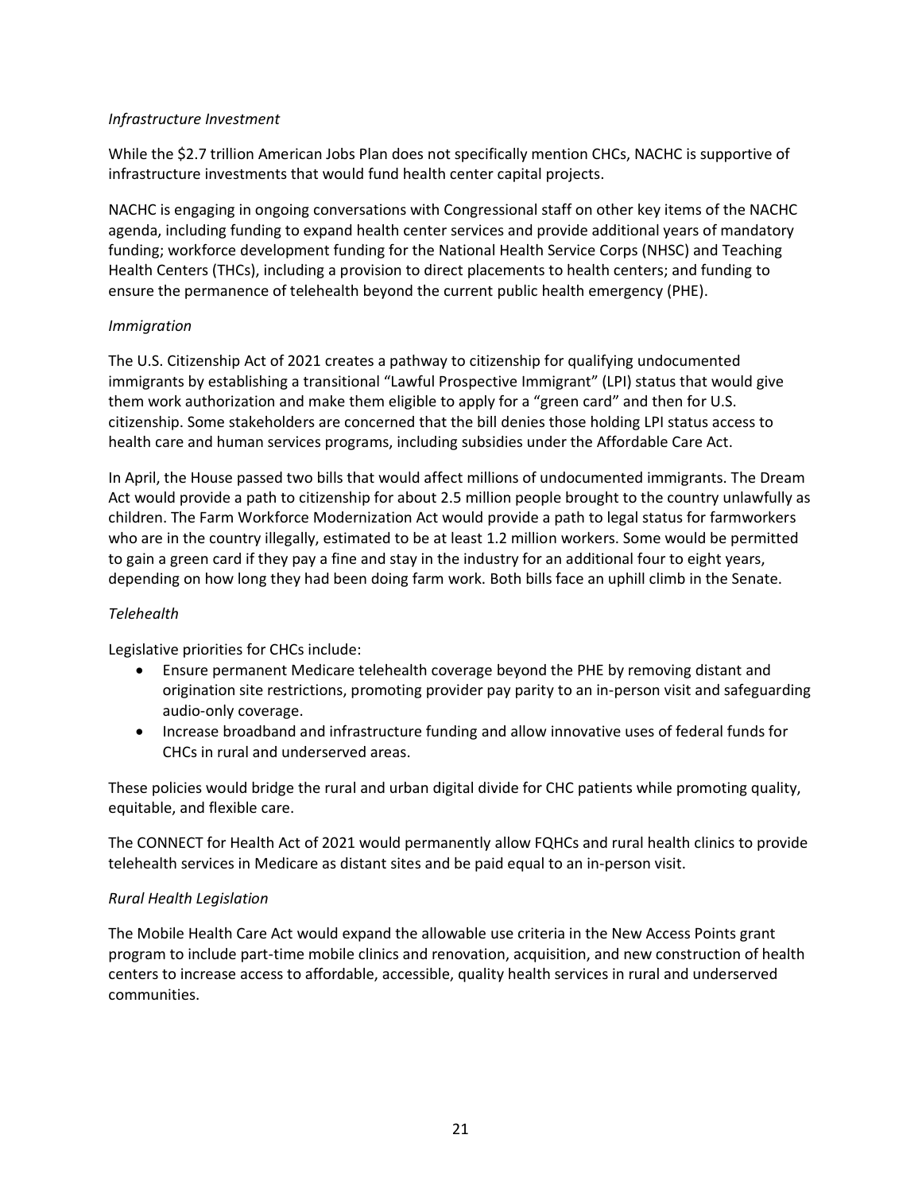*Infrastructure Investment*

While the $2.7 trillion American Jobs Plan does not specifically mention CHCs, NACHC is supportive of infrastructure investments that would fund health center capital projects.

NACHC is engaging in ongoing conversations with Congressional staff on other key items of the NACHC agenda, including funding to expand health center services and provide additional years of mandatory funding; workforce development funding for the National Health Service Corps (NHSC) and Teaching Health Centers (THCs), including a provision to direct placements to health centers; and funding to ensure the permanence of telehealth beyond the current public health emergency (PHE).

*Immigration*

The U.S. Citizenship Act of 2021 creates a pathway to citizenship for qualifying undocumented immigrants by establishing a transitional "Lawful Prospective Immigrant" (LPI) status that would give them work authorization and make them eligible to apply for a "green card" and then for U.S. citizenship. Some stakeholders are concerned that the bill denies those holding LPI status access to health care and human services programs, including subsidies under the Affordable Care Act.

In April, the House passed two bills that would affect millions of undocumented immigrants. The Dream Act would provide a path to citizenship for about 2.5 million people brought to the country unlawfully as children. The Farm Workforce Modernization Act would provide a path to legal status for farmworkers who are in the country illegally, estimated to be at least 1.2 million workers. Some would be permitted to gain a green card if they pay a fine and stay in the industry for an additional four to eight years, depending on how long they had been doing farm work. Both bills face an uphill climb in the Senate.

*Telehealth*

Legislative priorities for CHCs include:

- Ensure permanent Medicare telehealth coverage beyond the PHE by removing distant and origination site restrictions, promoting provider pay parity to an in-person visit and safeguarding audio-only coverage.
- Increase broadband and infrastructure funding and allow innovative uses of federal funds for CHCs in rural and underserved areas.

These policies would bridge the rural and urban digital divide for CHC patients while promoting quality, equitable, and flexible care.

The CONNECT for Health Act of 2021 would permanently allow FQHCs and rural health clinics to provide telehealth services in Medicare as distant sites and be paid equal to an in-person visit.

*Rural Health Legislation*

The Mobile Health Care Act would expand the allowable use criteria in the New Access Points grant program to include part-time mobile clinics and renovation, acquisition, and new construction of health centers to increase access to affordable, accessible, quality health services in rural and underserved communities.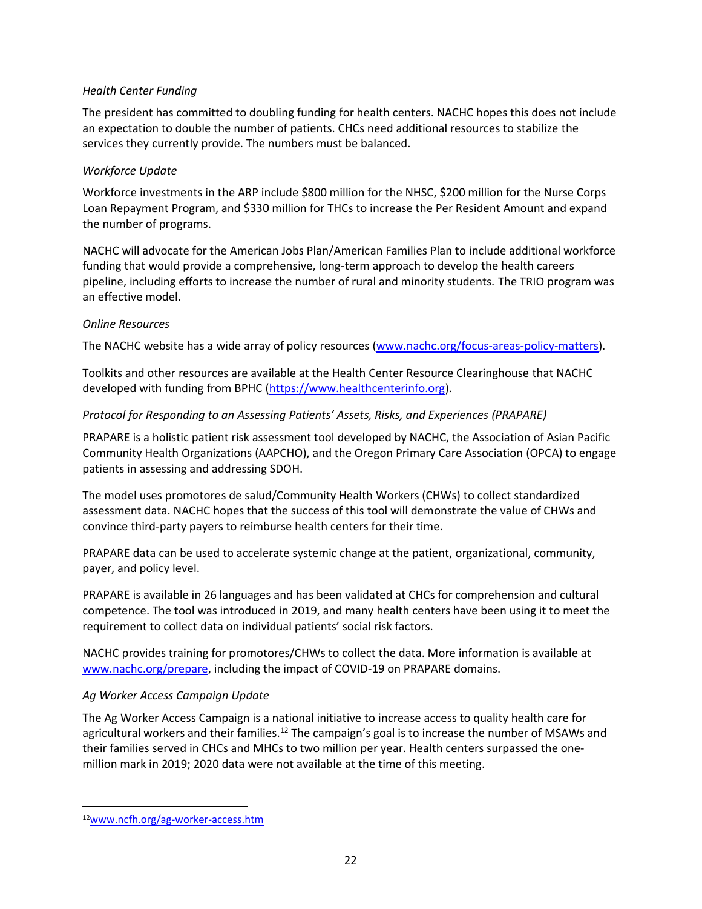*Health Center Funding*

The president has committed to doubling funding for health centers. NACHC hopes this does not include an expectation to double the number of patients. CHCs need additional resources to stabilize the services they currently provide. The numbers must be balanced.

*Workforce Update*

Workforce investments in the ARP include $800 million for the NHSC, $200 million for the Nurse Corps Loan Repayment Program, and $330 million for THCs to increase the Per Resident Amount and expand the number of programs.

NACHC will advocate for the American Jobs Plan/American Families Plan to include additional workforce funding that would provide a comprehensive, long-term approach to develop the health careers pipeline, including efforts to increase the number of rural and minority students. The TRIO program was an effective model.

*Online Resources*

The NACHC website has a wide array of policy resources (www.nachc.org/focus-areas-policy-matters).

Toolkits and other resources are available at the Health Center Resource Clearinghouse that NACHC developed with funding from BPHC (https://www.healthcenterinfo.org).

*Protocol for Responding to an Assessing Patients' Assets, Risks, and Experiences (PRAPARE)*

PRAPARE is a holistic patient risk assessment tool developed by NACHC, the Association of Asian Pacific Community Health Organizations (AAPCHO), and the Oregon Primary Care Association (OPCA) to engage patients in assessing and addressing SDOH.

The model uses promotores de salud/Community Health Workers (CHWs) to collect standardized assessment data. NACHC hopes that the success of this tool will demonstrate the value of CHWs and convince third-party payers to reimburse health centers for their time.

PRAPARE data can be used to accelerate systemic change at the patient, organizational, community, payer, and policy level.

PRAPARE is available in 26 languages and has been validated at CHCs for comprehension and cultural competence. The tool was introduced in 2019, and many health centers have been using it to meet the requirement to collect data on individual patients' social risk factors.

NACHC provides training for promotores/CHWs to collect the data. More information is available at www.nachc.org/prepare, including the impact of COVID-19 on PRAPARE domains.

*Ag Worker Access Campaign Update*

The Ag Worker Access Campaign is a national initiative to increase access to quality health care for agricultural workers and their families.[12] The campaign's goal is to increase the number of MSAWs and their families served in CHCs and MHCs to two million per year. Health centers surpassed the one-million mark in 2019; 2020 data were not available at the time of this meeting.

[12] www.ncfh.org/ag-worker-access.htm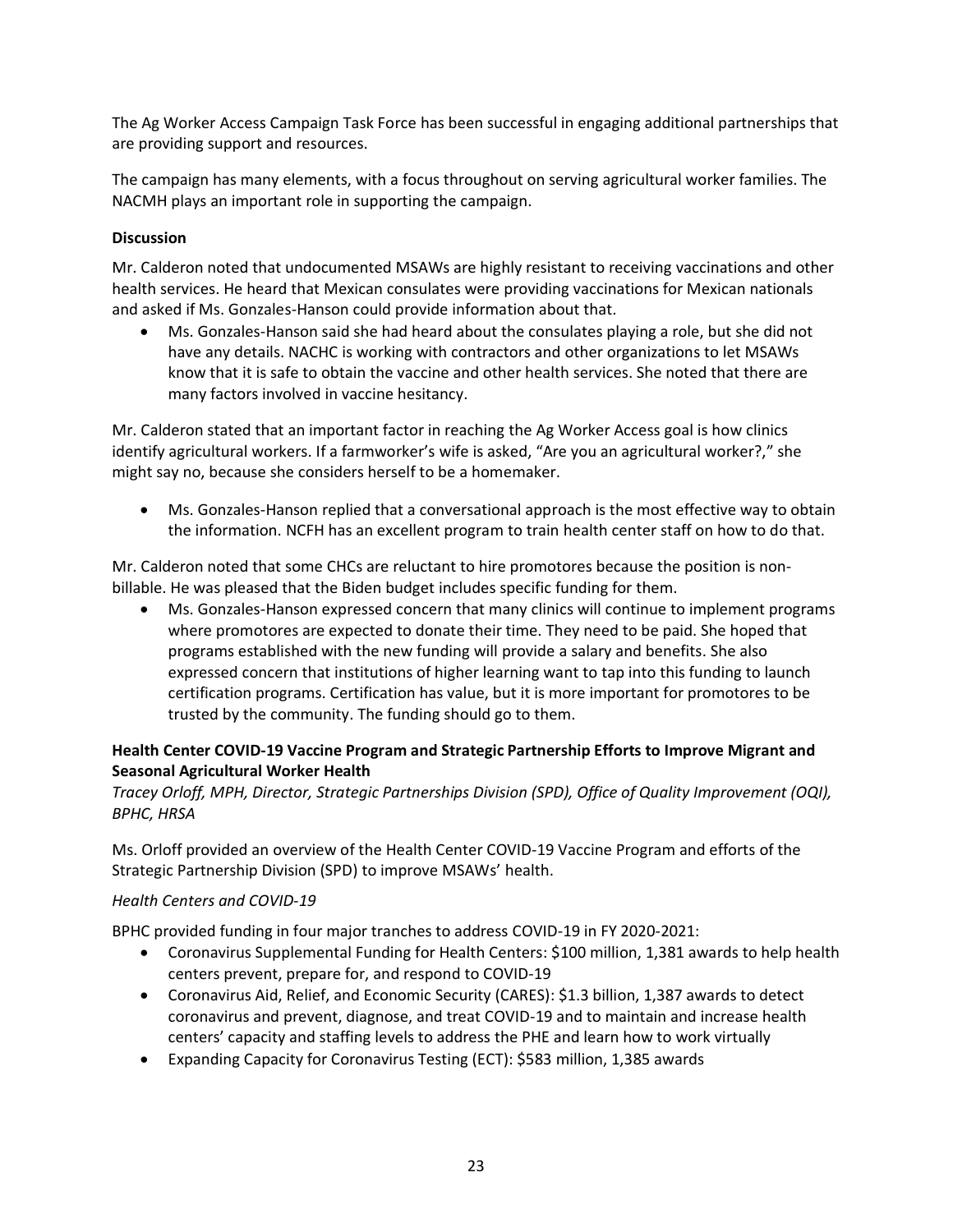The Ag Worker Access Campaign Task Force has been successful in engaging additional partnerships that are providing support and resources.

The campaign has many elements, with a focus throughout on serving agricultural worker families. The NACMH plays an important role in supporting the campaign.

**Discussion**

Mr. Calderon noted that undocumented MSAWs are highly resistant to receiving vaccinations and other health services. He heard that Mexican consulates were providing vaccinations for Mexican nationals and asked if Ms. Gonzales-Hanson could provide information about that.

- Ms. Gonzales-Hanson said she had heard about the consulates playing a role, but she did not have any details. NACHC is working with contractors and other organizations to let MSAWs know that it is safe to obtain the vaccine and other health services. She noted that there are many factors involved in vaccine hesitancy.

Mr. Calderon stated that an important factor in reaching the Ag Worker Access goal is how clinics identify agricultural workers. If a farmworker's wife is asked, "Are you an agricultural worker?," she might say no, because she considers herself to be a homemaker.

- Ms. Gonzales-Hanson replied that a conversational approach is the most effective way to obtain the information. NCFH has an excellent program to train health center staff on how to do that.

Mr. Calderon noted that some CHCs are reluctant to hire promotores because the position is non-billable. He was pleased that the Biden budget includes specific funding for them.

- Ms. Gonzales-Hanson expressed concern that many clinics will continue to implement programs where promotores are expected to donate their time. They need to be paid. She hoped that programs established with the new funding will provide a salary and benefits. She also expressed concern that institutions of higher learning want to tap into this funding to launch certification programs. Certification has value, but it is more important for promotores to be trusted by the community. The funding should go to them.

**Health Center COVID-19 Vaccine Program and Strategic Partnership Efforts to Improve Migrant and Seasonal Agricultural Worker Health**

*Tracey Orloff, MPH, Director, Strategic Partnerships Division (SPD), Office of Quality Improvement (OQI), BPHC, HRSA*

Ms. Orloff provided an overview of the Health Center COVID-19 Vaccine Program and efforts of the Strategic Partnership Division (SPD) to improve MSAWs' health.

*Health Centers and COVID-19*

BPHC provided funding in four major tranches to address COVID-19 in FY 2020-2021:

- Coronavirus Supplemental Funding for Health Centers: $100 million, 1,381 awards to help health centers prevent, prepare for, and respond to COVID-19
- Coronavirus Aid, Relief, and Economic Security (CARES): $1.3 billion, 1,387 awards to detect coronavirus and prevent, diagnose, and treat COVID-19 and to maintain and increase health centers' capacity and staffing levels to address the PHE and learn how to work virtually
- Expanding Capacity for Coronavirus Testing (ECT): $583 million, 1,385 awards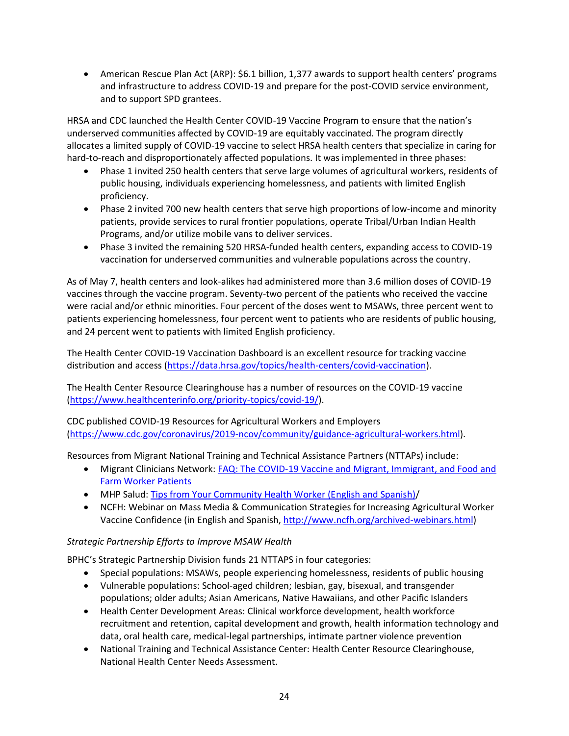- American Rescue Plan Act (ARP): $6.1 billion, 1,377 awards to support health centers' programs and infrastructure to address COVID-19 and prepare for the post-COVID service environment, and to support SPD grantees.

HRSA and CDC launched the Health Center COVID-19 Vaccine Program to ensure that the nation's underserved communities affected by COVID-19 are equitably vaccinated. The program directly allocates a limited supply of COVID-19 vaccine to select HRSA health centers that specialize in caring for hard-to-reach and disproportionately affected populations. It was implemented in three phases:

- Phase 1 invited 250 health centers that serve large volumes of agricultural workers, residents of public housing, individuals experiencing homelessness, and patients with limited English proficiency.
- Phase 2 invited 700 new health centers that serve high proportions of low-income and minority patients, provide services to rural frontier populations, operate Tribal/Urban Indian Health Programs, and/or utilize mobile vans to deliver services.
- Phase 3 invited the remaining 520 HRSA-funded health centers, expanding access to COVID-19 vaccination for underserved communities and vulnerable populations across the country.

As of May 7, health centers and look-alikes had administered more than 3.6 million doses of COVID-19 vaccines through the vaccine program. Seventy-two percent of the patients who received the vaccine were racial and/or ethnic minorities. Four percent of the doses went to MSAWs, three percent went to patients experiencing homelessness, four percent went to patients who are residents of public housing, and 24 percent went to patients with limited English proficiency.

The Health Center COVID-19 Vaccination Dashboard is an excellent resource for tracking vaccine distribution and access (https://data.hrsa.gov/topics/health-centers/covid-vaccination).

The Health Center Resource Clearinghouse has a number of resources on the COVID-19 vaccine (https://www.healthcenterinfo.org/priority-topics/covid-19/).

CDC published COVID-19 Resources for Agricultural Workers and Employers (https://www.cdc.gov/coronavirus/2019-ncov/community/guidance-agricultural-workers.html).

Resources from Migrant National Training and Technical Assistance Partners (NTTAPs) include:

- Migrant Clinicians Network: FAQ: The COVID-19 Vaccine and Migrant, Immigrant, and Food and Farm Worker Patients
- MHP Salud: Tips from Your Community Health Worker (English and Spanish)/
- NCFH: Webinar on Mass Media & Communication Strategies for Increasing Agricultural Worker Vaccine Confidence (in English and Spanish, http://www.ncfh.org/archived-webinars.html)

*Strategic Partnership Efforts to Improve MSAW Health*

BPHC's Strategic Partnership Division funds 21 NTTAPS in four categories:

- Special populations: MSAWs, people experiencing homelessness, residents of public housing
- Vulnerable populations: School-aged children; lesbian, gay, bisexual, and transgender populations; older adults; Asian Americans, Native Hawaiians, and other Pacific Islanders
- Health Center Development Areas: Clinical workforce development, health workforce recruitment and retention, capital development and growth, health information technology and data, oral health care, medical-legal partnerships, intimate partner violence prevention
- National Training and Technical Assistance Center: Health Center Resource Clearinghouse, National Health Center Needs Assessment.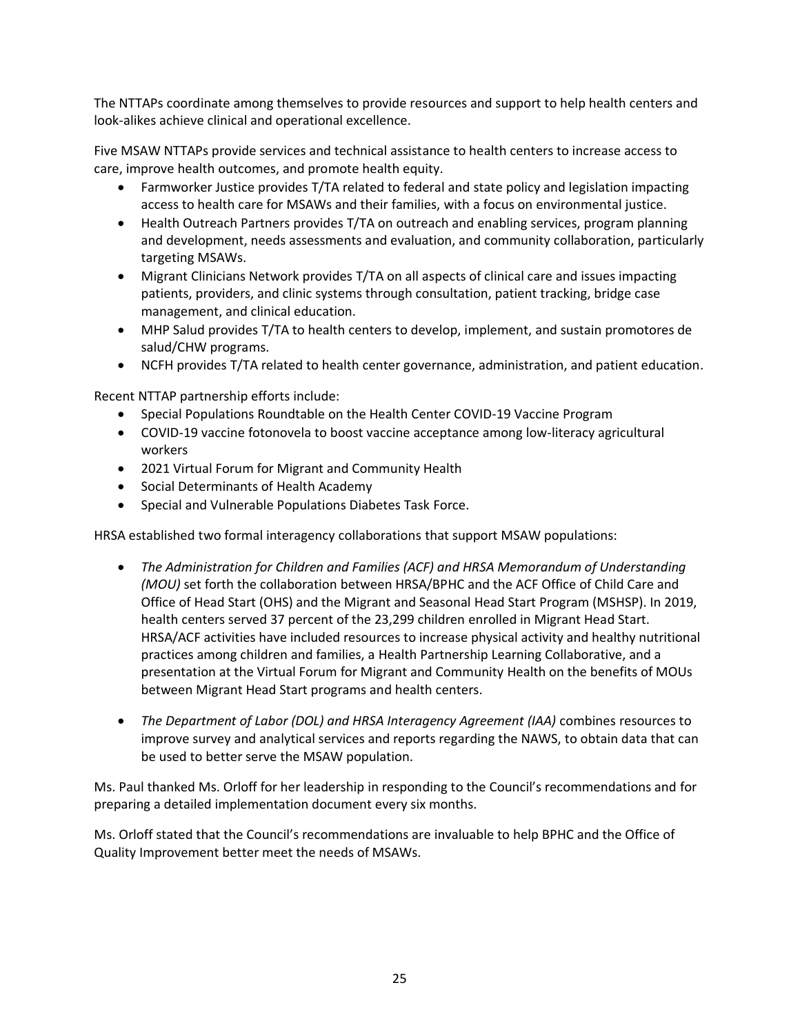The NTTAPs coordinate among themselves to provide resources and support to help health centers and look-alikes achieve clinical and operational excellence.

Five MSAW NTTAPs provide services and technical assistance to health centers to increase access to care, improve health outcomes, and promote health equity.

- Farmworker Justice provides T/TA related to federal and state policy and legislation impacting access to health care for MSAWs and their families, with a focus on environmental justice.
- Health Outreach Partners provides T/TA on outreach and enabling services, program planning and development, needs assessments and evaluation, and community collaboration, particularly targeting MSAWs.
- Migrant Clinicians Network provides T/TA on all aspects of clinical care and issues impacting patients, providers, and clinic systems through consultation, patient tracking, bridge case management, and clinical education.
- MHP Salud provides T/TA to health centers to develop, implement, and sustain promotores de salud/CHW programs.
- NCFH provides T/TA related to health center governance, administration, and patient education.

Recent NTTAP partnership efforts include:

- Special Populations Roundtable on the Health Center COVID-19 Vaccine Program
- COVID-19 vaccine fotonovela to boost vaccine acceptance among low-literacy agricultural workers
- 2021 Virtual Forum for Migrant and Community Health
- Social Determinants of Health Academy
- Special and Vulnerable Populations Diabetes Task Force.

HRSA established two formal interagency collaborations that support MSAW populations:

- *The Administration for Children and Families (ACF) and HRSA Memorandum of Understanding (MOU)* set forth the collaboration between HRSA/BPHC and the ACF Office of Child Care and Office of Head Start (OHS) and the Migrant and Seasonal Head Start Program (MSHSP). In 2019, health centers served 37 percent of the 23,299 children enrolled in Migrant Head Start. HRSA/ACF activities have included resources to increase physical activity and healthy nutritional practices among children and families, a Health Partnership Learning Collaborative, and a presentation at the Virtual Forum for Migrant and Community Health on the benefits of MOUs between Migrant Head Start programs and health centers.

- *The Department of Labor (DOL) and HRSA Interagency Agreement (IAA)* combines resources to improve survey and analytical services and reports regarding the NAWS, to obtain data that can be used to better serve the MSAW population.

Ms. Paul thanked Ms. Orloff for her leadership in responding to the Council's recommendations and for preparing a detailed implementation document every six months.

Ms. Orloff stated that the Council's recommendations are invaluable to help BPHC and the Office of Quality Improvement better meet the needs of MSAWs.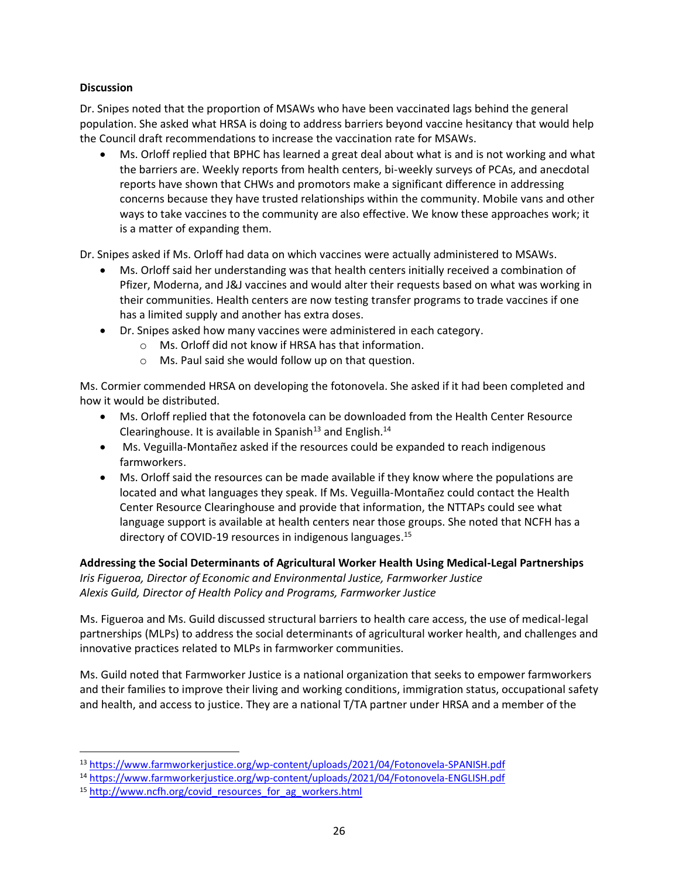**Discussion**

Dr. Snipes noted that the proportion of MSAWs who have been vaccinated lags behind the general population. She asked what HRSA is doing to address barriers beyond vaccine hesitancy that would help the Council draft recommendations to increase the vaccination rate for MSAWs.

- Ms. Orloff replied that BPHC has learned a great deal about what is and is not working and what the barriers are. Weekly reports from health centers, bi-weekly surveys of PCAs, and anecdotal reports have shown that CHWs and promotors make a significant difference in addressing concerns because they have trusted relationships within the community. Mobile vans and other ways to take vaccines to the community are also effective. We know these approaches work; it is a matter of expanding them.

Dr. Snipes asked if Ms. Orloff had data on which vaccines were actually administered to MSAWs.

- Ms. Orloff said her understanding was that health centers initially received a combination of Pfizer, Moderna, and J&J vaccines and would alter their requests based on what was working in their communities. Health centers are now testing transfer programs to trade vaccines if one has a limited supply and another has extra doses.
- Dr. Snipes asked how many vaccines were administered in each category.
  - Ms. Orloff did not know if HRSA has that information.
  - Ms. Paul said she would follow up on that question.

Ms. Cormier commended HRSA on developing the fotonovela. She asked if it had been completed and how it would be distributed.

- Ms. Orloff replied that the fotonovela can be downloaded from the Health Center Resource Clearinghouse. It is available in Spanish[13] and English.[14]
- Ms. Veguilla-Montañez asked if the resources could be expanded to reach indigenous farmworkers.
- Ms. Orloff said the resources can be made available if they know where the populations are located and what languages they speak. If Ms. Veguilla-Montañez could contact the Health Center Resource Clearinghouse and provide that information, the NTTAPs could see what language support is available at health centers near those groups. She noted that NCFH has a directory of COVID-19 resources in indigenous languages.[15]

**Addressing the Social Determinants of Agricultural Worker Health Using Medical-Legal Partnerships**
*Iris Figueroa, Director of Economic and Environmental Justice, Farmworker Justice*
*Alexis Guild, Director of Health Policy and Programs, Farmworker Justice*

Ms. Figueroa and Ms. Guild discussed structural barriers to health care access, the use of medical-legal partnerships (MLPs) to address the social determinants of agricultural worker health, and challenges and innovative practices related to MLPs in farmworker communities.

Ms. Guild noted that Farmworker Justice is a national organization that seeks to empower farmworkers and their families to improve their living and working conditions, immigration status, occupational safety and health, and access to justice. They are a national T/TA partner under HRSA and a member of the

---

[13] https://www.farmworkerjustice.org/wp-content/uploads/2021/04/Fotonovela-SPANISH.pdf
[14] https://www.farmworkerjustice.org/wp-content/uploads/2021/04/Fotonovela-ENGLISH.pdf
[15] http://www.ncfh.org/covid_resources_for_ag_workers.html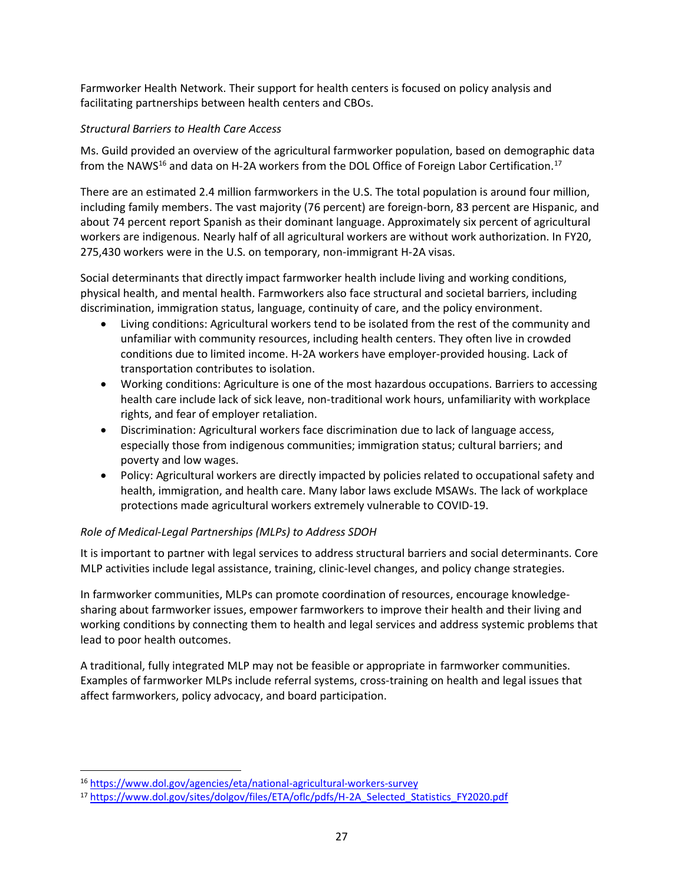Farmworker Health Network. Their support for health centers is focused on policy analysis and facilitating partnerships between health centers and CBOs.

*Structural Barriers to Health Care Access*

Ms. Guild provided an overview of the agricultural farmworker population, based on demographic data from the NAWS[16] and data on H-2A workers from the DOL Office of Foreign Labor Certification.[17]

There are an estimated 2.4 million farmworkers in the U.S. The total population is around four million, including family members. The vast majority (76 percent) are foreign-born, 83 percent are Hispanic, and about 74 percent report Spanish as their dominant language. Approximately six percent of agricultural workers are indigenous. Nearly half of all agricultural workers are without work authorization. In FY20, 275,430 workers were in the U.S. on temporary, non-immigrant H-2A visas.

Social determinants that directly impact farmworker health include living and working conditions, physical health, and mental health. Farmworkers also face structural and societal barriers, including discrimination, immigration status, language, continuity of care, and the policy environment.

- Living conditions: Agricultural workers tend to be isolated from the rest of the community and unfamiliar with community resources, including health centers. They often live in crowded conditions due to limited income. H-2A workers have employer-provided housing. Lack of transportation contributes to isolation.
- Working conditions: Agriculture is one of the most hazardous occupations. Barriers to accessing health care include lack of sick leave, non-traditional work hours, unfamiliarity with workplace rights, and fear of employer retaliation.
- Discrimination: Agricultural workers face discrimination due to lack of language access, especially those from indigenous communities; immigration status; cultural barriers; and poverty and low wages.
- Policy: Agricultural workers are directly impacted by policies related to occupational safety and health, immigration, and health care. Many labor laws exclude MSAWs. The lack of workplace protections made agricultural workers extremely vulnerable to COVID-19.

*Role of Medical-Legal Partnerships (MLPs) to Address SDOH*

It is important to partner with legal services to address structural barriers and social determinants. Core MLP activities include legal assistance, training, clinic-level changes, and policy change strategies.

In farmworker communities, MLPs can promote coordination of resources, encourage knowledge-sharing about farmworker issues, empower farmworkers to improve their health and their living and working conditions by connecting them to health and legal services and address systemic problems that lead to poor health outcomes.

A traditional, fully integrated MLP may not be feasible or appropriate in farmworker communities. Examples of farmworker MLPs include referral systems, cross-training on health and legal issues that affect farmworkers, policy advocacy, and board participation.

---

[16] https://www.dol.gov/agencies/eta/national-agricultural-workers-survey

[17] https://www.dol.gov/sites/dolgov/files/ETA/oflc/pdfs/H-2A_Selected_Statistics_FY2020.pdf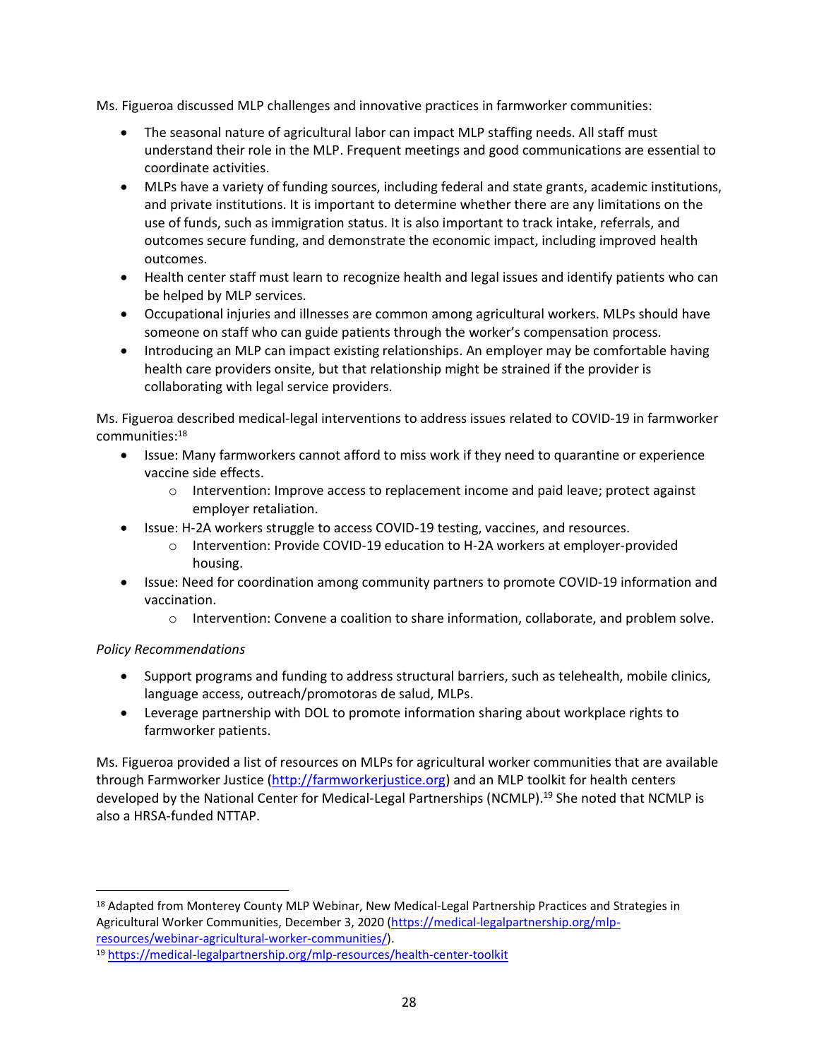Ms. Figueroa discussed MLP challenges and innovative practices in farmworker communities:

- The seasonal nature of agricultural labor can impact MLP staffing needs. All staff must understand their role in the MLP. Frequent meetings and good communications are essential to coordinate activities.
- MLPs have a variety of funding sources, including federal and state grants, academic institutions, and private institutions. It is important to determine whether there are any limitations on the use of funds, such as immigration status. It is also important to track intake, referrals, and outcomes secure funding, and demonstrate the economic impact, including improved health outcomes.
- Health center staff must learn to recognize health and legal issues and identify patients who can be helped by MLP services.
- Occupational injuries and illnesses are common among agricultural workers. MLPs should have someone on staff who can guide patients through the worker's compensation process.
- Introducing an MLP can impact existing relationships. An employer may be comfortable having health care providers onsite, but that relationship might be strained if the provider is collaborating with legal service providers.

Ms. Figueroa described medical-legal interventions to address issues related to COVID-19 in farmworker communities:[18]

- Issue: Many farmworkers cannot afford to miss work if they need to quarantine or experience vaccine side effects.
  - Intervention: Improve access to replacement income and paid leave; protect against employer retaliation.
- Issue: H-2A workers struggle to access COVID-19 testing, vaccines, and resources.
  - Intervention: Provide COVID-19 education to H-2A workers at employer-provided housing.
- Issue: Need for coordination among community partners to promote COVID-19 information and vaccination.
  - Intervention: Convene a coalition to share information, collaborate, and problem solve.

*Policy Recommendations*

- Support programs and funding to address structural barriers, such as telehealth, mobile clinics, language access, outreach/promotoras de salud, MLPs.
- Leverage partnership with DOL to promote information sharing about workplace rights to farmworker patients.

Ms. Figueroa provided a list of resources on MLPs for agricultural worker communities that are available through Farmworker Justice (http://farmworkerjustice.org) and an MLP toolkit for health centers developed by the National Center for Medical-Legal Partnerships (NCMLP).[19] She noted that NCMLP is also a HRSA-funded NTTAP.

---

[18] Adapted from Monterey County MLP Webinar, New Medical-Legal Partnership Practices and Strategies in Agricultural Worker Communities, December 3, 2020 (https://medical-legalpartnership.org/mlp-resources/webinar-agricultural-worker-communities/).

[19] https://medical-legalpartnership.org/mlp-resources/health-center-toolkit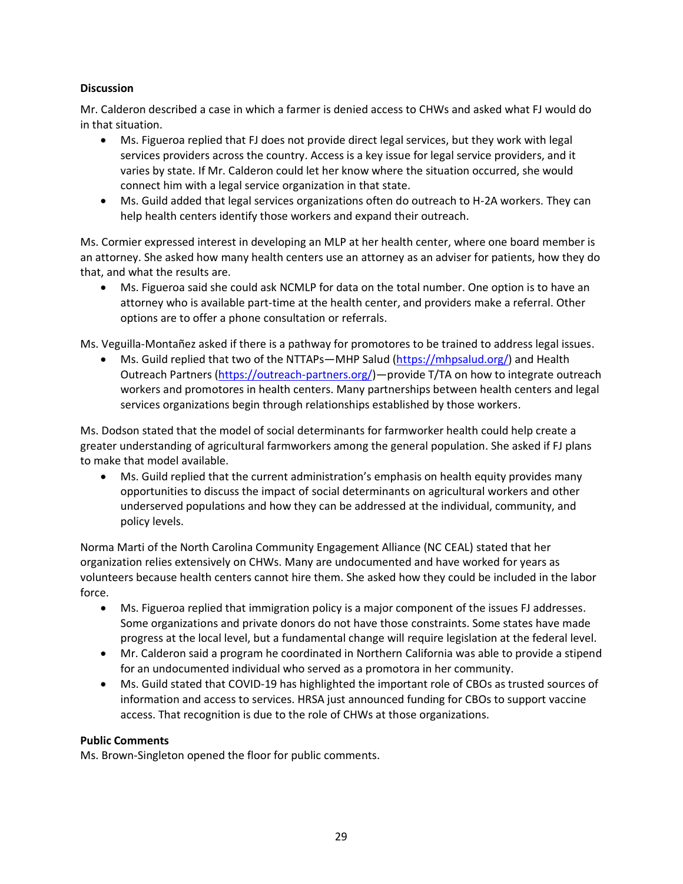**Discussion**

Mr. Calderon described a case in which a farmer is denied access to CHWs and asked what FJ would do in that situation.

- Ms. Figueroa replied that FJ does not provide direct legal services, but they work with legal services providers across the country. Access is a key issue for legal service providers, and it varies by state. If Mr. Calderon could let her know where the situation occurred, she would connect him with a legal service organization in that state.
- Ms. Guild added that legal services organizations often do outreach to H-2A workers. They can help health centers identify those workers and expand their outreach.

Ms. Cormier expressed interest in developing an MLP at her health center, where one board member is an attorney. She asked how many health centers use an attorney as an adviser for patients, how they do that, and what the results are.

- Ms. Figueroa said she could ask NCMLP for data on the total number. One option is to have an attorney who is available part-time at the health center, and providers make a referral. Other options are to offer a phone consultation or referrals.

Ms. Veguilla-Montañez asked if there is a pathway for promotores to be trained to address legal issues.

- Ms. Guild replied that two of the NTTAPs—MHP Salud (https://mhpsalud.org/) and Health Outreach Partners (https://outreach-partners.org/)—provide T/TA on how to integrate outreach workers and promotores in health centers. Many partnerships between health centers and legal services organizations begin through relationships established by those workers.

Ms. Dodson stated that the model of social determinants for farmworker health could help create a greater understanding of agricultural farmworkers among the general population. She asked if FJ plans to make that model available.

- Ms. Guild replied that the current administration's emphasis on health equity provides many opportunities to discuss the impact of social determinants on agricultural workers and other underserved populations and how they can be addressed at the individual, community, and policy levels.

Norma Marti of the North Carolina Community Engagement Alliance (NC CEAL) stated that her organization relies extensively on CHWs. Many are undocumented and have worked for years as volunteers because health centers cannot hire them. She asked how they could be included in the labor force.

- Ms. Figueroa replied that immigration policy is a major component of the issues FJ addresses. Some organizations and private donors do not have those constraints. Some states have made progress at the local level, but a fundamental change will require legislation at the federal level.
- Mr. Calderon said a program he coordinated in Northern California was able to provide a stipend for an undocumented individual who served as a promotora in her community.
- Ms. Guild stated that COVID-19 has highlighted the important role of CBOs as trusted sources of information and access to services. HRSA just announced funding for CBOs to support vaccine access. That recognition is due to the role of CHWs at those organizations.

**Public Comments**

Ms. Brown-Singleton opened the floor for public comments.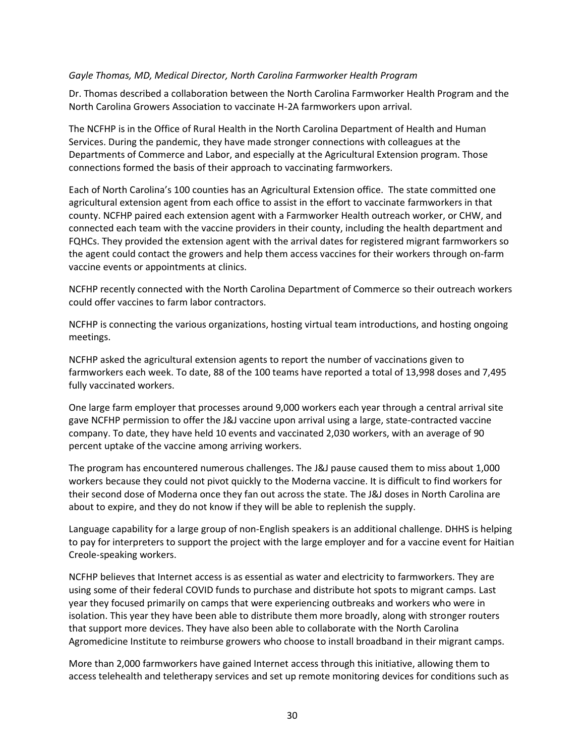*Gayle Thomas, MD, Medical Director, North Carolina Farmworker Health Program*

Dr. Thomas described a collaboration between the North Carolina Farmworker Health Program and the North Carolina Growers Association to vaccinate H-2A farmworkers upon arrival.

The NCFHP is in the Office of Rural Health in the North Carolina Department of Health and Human Services. During the pandemic, they have made stronger connections with colleagues at the Departments of Commerce and Labor, and especially at the Agricultural Extension program. Those connections formed the basis of their approach to vaccinating farmworkers.

Each of North Carolina's 100 counties has an Agricultural Extension office. The state committed one agricultural extension agent from each office to assist in the effort to vaccinate farmworkers in that county. NCFHP paired each extension agent with a Farmworker Health outreach worker, or CHW, and connected each team with the vaccine providers in their county, including the health department and FQHCs. They provided the extension agent with the arrival dates for registered migrant farmworkers so the agent could contact the growers and help them access vaccines for their workers through on-farm vaccine events or appointments at clinics.

NCFHP recently connected with the North Carolina Department of Commerce so their outreach workers could offer vaccines to farm labor contractors.

NCFHP is connecting the various organizations, hosting virtual team introductions, and hosting ongoing meetings.

NCFHP asked the agricultural extension agents to report the number of vaccinations given to farmworkers each week. To date, 88 of the 100 teams have reported a total of 13,998 doses and 7,495 fully vaccinated workers.

One large farm employer that processes around 9,000 workers each year through a central arrival site gave NCFHP permission to offer the J&J vaccine upon arrival using a large, state-contracted vaccine company. To date, they have held 10 events and vaccinated 2,030 workers, with an average of 90 percent uptake of the vaccine among arriving workers.

The program has encountered numerous challenges. The J&J pause caused them to miss about 1,000 workers because they could not pivot quickly to the Moderna vaccine. It is difficult to find workers for their second dose of Moderna once they fan out across the state. The J&J doses in North Carolina are about to expire, and they do not know if they will be able to replenish the supply.

Language capability for a large group of non-English speakers is an additional challenge. DHHS is helping to pay for interpreters to support the project with the large employer and for a vaccine event for Haitian Creole-speaking workers.

NCFHP believes that Internet access is as essential as water and electricity to farmworkers. They are using some of their federal COVID funds to purchase and distribute hot spots to migrant camps. Last year they focused primarily on camps that were experiencing outbreaks and workers who were in isolation. This year they have been able to distribute them more broadly, along with stronger routers that support more devices. They have also been able to collaborate with the North Carolina Agromedicine Institute to reimburse growers who choose to install broadband in their migrant camps.

More than 2,000 farmworkers have gained Internet access through this initiative, allowing them to access telehealth and teletherapy services and set up remote monitoring devices for conditions such as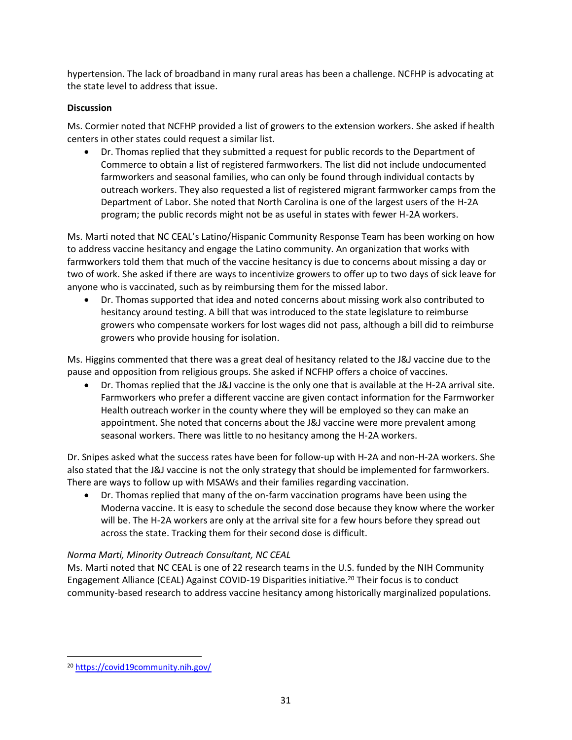hypertension. The lack of broadband in many rural areas has been a challenge. NCFHP is advocating at the state level to address that issue.

**Discussion**

Ms. Cormier noted that NCFHP provided a list of growers to the extension workers. She asked if health centers in other states could request a similar list.

- Dr. Thomas replied that they submitted a request for public records to the Department of Commerce to obtain a list of registered farmworkers. The list did not include undocumented farmworkers and seasonal families, who can only be found through individual contacts by outreach workers. They also requested a list of registered migrant farmworker camps from the Department of Labor. She noted that North Carolina is one of the largest users of the H-2A program; the public records might not be as useful in states with fewer H-2A workers.

Ms. Marti noted that NC CEAL's Latino/Hispanic Community Response Team has been working on how to address vaccine hesitancy and engage the Latino community. An organization that works with farmworkers told them that much of the vaccine hesitancy is due to concerns about missing a day or two of work. She asked if there are ways to incentivize growers to offer up to two days of sick leave for anyone who is vaccinated, such as by reimbursing them for the missed labor.

- Dr. Thomas supported that idea and noted concerns about missing work also contributed to hesitancy around testing. A bill that was introduced to the state legislature to reimburse growers who compensate workers for lost wages did not pass, although a bill did to reimburse growers who provide housing for isolation.

Ms. Higgins commented that there was a great deal of hesitancy related to the J&J vaccine due to the pause and opposition from religious groups. She asked if NCFHP offers a choice of vaccines.

- Dr. Thomas replied that the J&J vaccine is the only one that is available at the H-2A arrival site. Farmworkers who prefer a different vaccine are given contact information for the Farmworker Health outreach worker in the county where they will be employed so they can make an appointment. She noted that concerns about the J&J vaccine were more prevalent among seasonal workers. There was little to no hesitancy among the H-2A workers.

Dr. Snipes asked what the success rates have been for follow-up with H-2A and non-H-2A workers. She also stated that the J&J vaccine is not the only strategy that should be implemented for farmworkers. There are ways to follow up with MSAWs and their families regarding vaccination.

- Dr. Thomas replied that many of the on-farm vaccination programs have been using the Moderna vaccine. It is easy to schedule the second dose because they know where the worker will be. The H-2A workers are only at the arrival site for a few hours before they spread out across the state. Tracking them for their second dose is difficult.

*Norma Marti, Minority Outreach Consultant, NC CEAL*

Ms. Marti noted that NC CEAL is one of 22 research teams in the U.S. funded by the NIH Community Engagement Alliance (CEAL) Against COVID-19 Disparities initiative.[20] Their focus is to conduct community-based research to address vaccine hesitancy among historically marginalized populations.

[20] https://covid19community.nih.gov/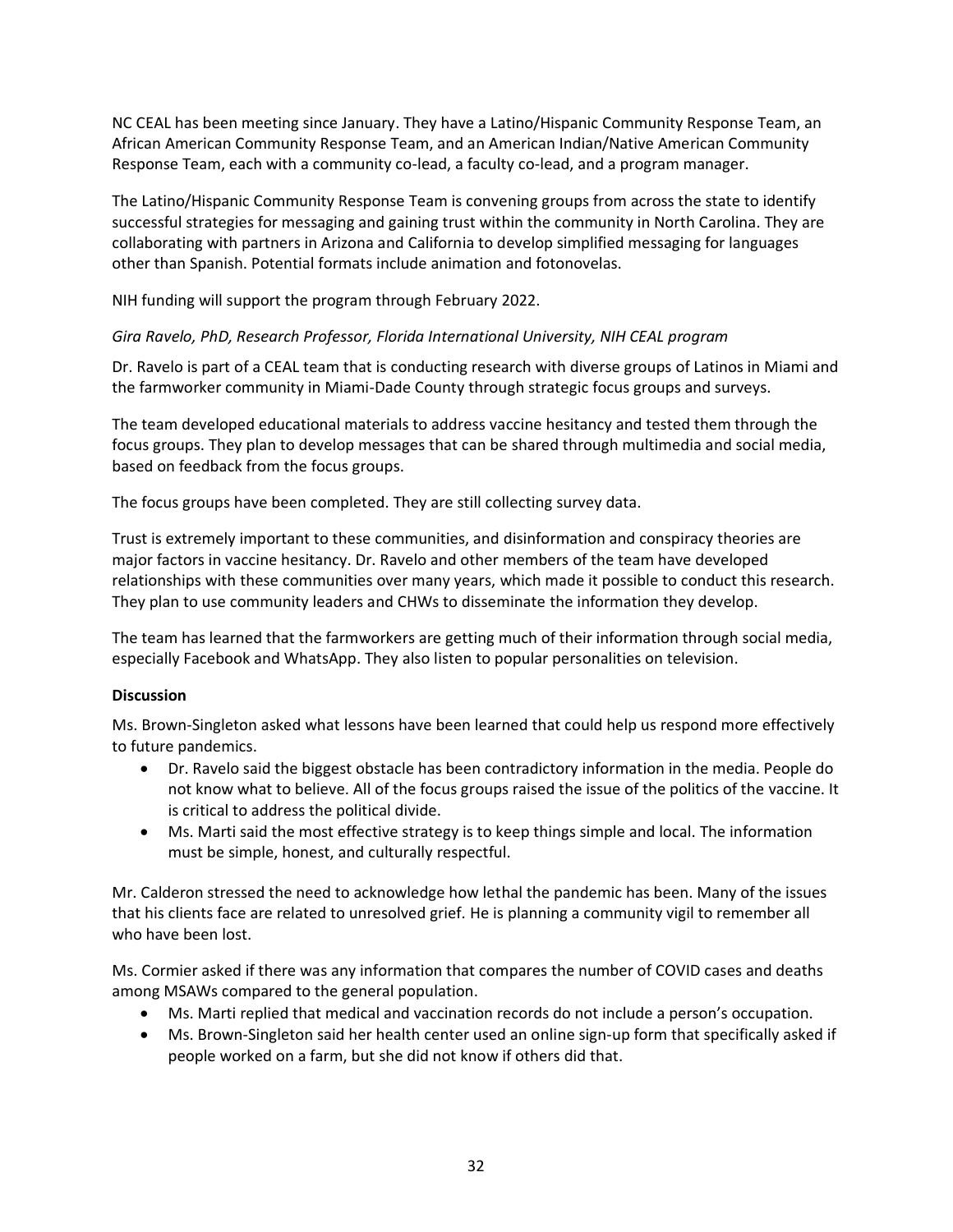NC CEAL has been meeting since January. They have a Latino/Hispanic Community Response Team, an African American Community Response Team, and an American Indian/Native American Community Response Team, each with a community co-lead, a faculty co-lead, and a program manager.

The Latino/Hispanic Community Response Team is convening groups from across the state to identify successful strategies for messaging and gaining trust within the community in North Carolina. They are collaborating with partners in Arizona and California to develop simplified messaging for languages other than Spanish. Potential formats include animation and fotonovelas.

NIH funding will support the program through February 2022.

*Gira Ravelo, PhD, Research Professor, Florida International University, NIH CEAL program*

Dr. Ravelo is part of a CEAL team that is conducting research with diverse groups of Latinos in Miami and the farmworker community in Miami-Dade County through strategic focus groups and surveys.

The team developed educational materials to address vaccine hesitancy and tested them through the focus groups. They plan to develop messages that can be shared through multimedia and social media, based on feedback from the focus groups.

The focus groups have been completed. They are still collecting survey data.

Trust is extremely important to these communities, and disinformation and conspiracy theories are major factors in vaccine hesitancy. Dr. Ravelo and other members of the team have developed relationships with these communities over many years, which made it possible to conduct this research. They plan to use community leaders and CHWs to disseminate the information they develop.

The team has learned that the farmworkers are getting much of their information through social media, especially Facebook and WhatsApp. They also listen to popular personalities on television.

**Discussion**

Ms. Brown-Singleton asked what lessons have been learned that could help us respond more effectively to future pandemics.

- Dr. Ravelo said the biggest obstacle has been contradictory information in the media. People do not know what to believe. All of the focus groups raised the issue of the politics of the vaccine. It is critical to address the political divide.
- Ms. Marti said the most effective strategy is to keep things simple and local. The information must be simple, honest, and culturally respectful.

Mr. Calderon stressed the need to acknowledge how lethal the pandemic has been. Many of the issues that his clients face are related to unresolved grief. He is planning a community vigil to remember all who have been lost.

Ms. Cormier asked if there was any information that compares the number of COVID cases and deaths among MSAWs compared to the general population.

- Ms. Marti replied that medical and vaccination records do not include a person's occupation.
- Ms. Brown-Singleton said her health center used an online sign-up form that specifically asked if people worked on a farm, but she did not know if others did that.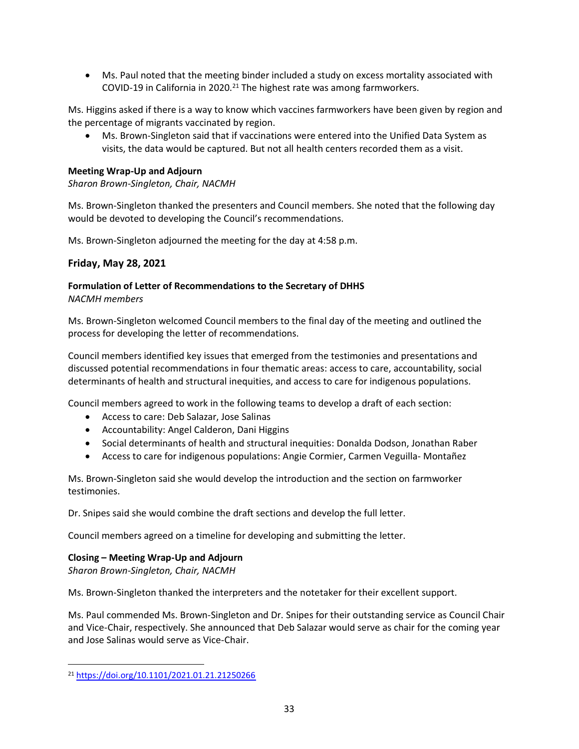- Ms. Paul noted that the meeting binder included a study on excess mortality associated with COVID-19 in California in 2020.[21] The highest rate was among farmworkers.

Ms. Higgins asked if there is a way to know which vaccines farmworkers have been given by region and the percentage of migrants vaccinated by region.

- Ms. Brown-Singleton said that if vaccinations were entered into the Unified Data System as visits, the data would be captured. But not all health centers recorded them as a visit.

**Meeting Wrap-Up and Adjourn**
*Sharon Brown-Singleton, Chair, NACMH*

Ms. Brown-Singleton thanked the presenters and Council members. She noted that the following day would be devoted to developing the Council's recommendations.

Ms. Brown-Singleton adjourned the meeting for the day at 4:58 p.m.

## Friday, May 28, 2021

**Formulation of Letter of Recommendations to the Secretary of DHHS**
*NACMH members*

Ms. Brown-Singleton welcomed Council members to the final day of the meeting and outlined the process for developing the letter of recommendations.

Council members identified key issues that emerged from the testimonies and presentations and discussed potential recommendations in four thematic areas: access to care, accountability, social determinants of health and structural inequities, and access to care for indigenous populations.

Council members agreed to work in the following teams to develop a draft of each section:

- Access to care: Deb Salazar, Jose Salinas
- Accountability: Angel Calderon, Dani Higgins
- Social determinants of health and structural inequities: Donalda Dodson, Jonathan Raber
- Access to care for indigenous populations: Angie Cormier, Carmen Veguilla- Montañez

Ms. Brown-Singleton said she would develop the introduction and the section on farmworker testimonies.

Dr. Snipes said she would combine the draft sections and develop the full letter.

Council members agreed on a timeline for developing and submitting the letter.

**Closing – Meeting Wrap-Up and Adjourn**
*Sharon Brown-Singleton, Chair, NACMH*

Ms. Brown-Singleton thanked the interpreters and the notetaker for their excellent support.

Ms. Paul commended Ms. Brown-Singleton and Dr. Snipes for their outstanding service as Council Chair and Vice-Chair, respectively. She announced that Deb Salazar would serve as chair for the coming year and Jose Salinas would serve as Vice-Chair.

---

[21] https://doi.org/10.1101/2021.01.21.21250266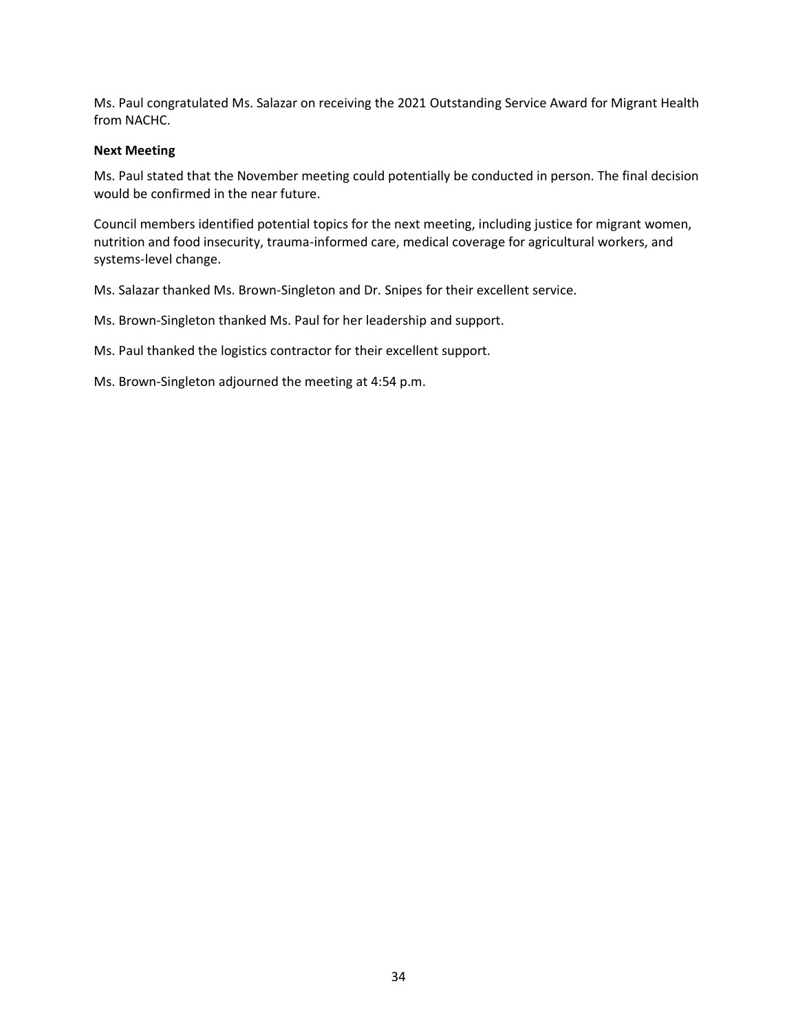Ms. Paul congratulated Ms. Salazar on receiving the 2021 Outstanding Service Award for Migrant Health from NACHC.

**Next Meeting**

Ms. Paul stated that the November meeting could potentially be conducted in person. The final decision would be confirmed in the near future.

Council members identified potential topics for the next meeting, including justice for migrant women, nutrition and food insecurity, trauma-informed care, medical coverage for agricultural workers, and systems-level change.

Ms. Salazar thanked Ms. Brown-Singleton and Dr. Snipes for their excellent service.

Ms. Brown-Singleton thanked Ms. Paul for her leadership and support.

Ms. Paul thanked the logistics contractor for their excellent support.

Ms. Brown-Singleton adjourned the meeting at 4:54 p.m.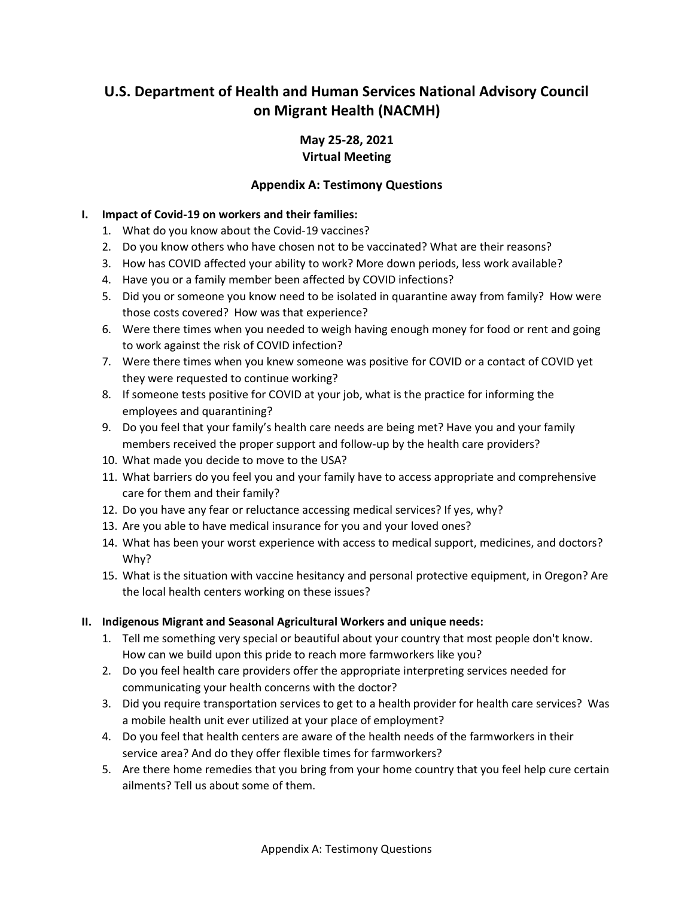# U.S. Department of Health and Human Services National Advisory Council on Migrant Health (NACMH)

## May 25-28, 2021
## Virtual Meeting

### Appendix A: Testimony Questions

**I. Impact of Covid-19 on workers and their families:**

1. What do you know about the Covid-19 vaccines?
2. Do you know others who have chosen not to be vaccinated? What are their reasons?
3. How has COVID affected your ability to work? More down periods, less work available?
4. Have you or a family member been affected by COVID infections?
5. Did you or someone you know need to be isolated in quarantine away from family? How were those costs covered? How was that experience?
6. Were there times when you needed to weigh having enough money for food or rent and going to work against the risk of COVID infection?
7. Were there times when you knew someone was positive for COVID or a contact of COVID yet they were requested to continue working?
8. If someone tests positive for COVID at your job, what is the practice for informing the employees and quarantining?
9. Do you feel that your family's health care needs are being met? Have you and your family members received the proper support and follow-up by the health care providers?
10. What made you decide to move to the USA?
11. What barriers do you feel you and your family have to access appropriate and comprehensive care for them and their family?
12. Do you have any fear or reluctance accessing medical services? If yes, why?
13. Are you able to have medical insurance for you and your loved ones?
14. What has been your worst experience with access to medical support, medicines, and doctors? Why?
15. What is the situation with vaccine hesitancy and personal protective equipment, in Oregon? Are the local health centers working on these issues?

**II. Indigenous Migrant and Seasonal Agricultural Workers and unique needs:**

1. Tell me something very special or beautiful about your country that most people don't know. How can we build upon this pride to reach more farmworkers like you?
2. Do you feel health care providers offer the appropriate interpreting services needed for communicating your health concerns with the doctor?
3. Did you require transportation services to get to a health provider for health care services? Was a mobile health unit ever utilized at your place of employment?
4. Do you feel that health centers are aware of the health needs of the farmworkers in their service area? And do they offer flexible times for farmworkers?
5. Are there home remedies that you bring from your home country that you feel help cure certain ailments? Tell us about some of them.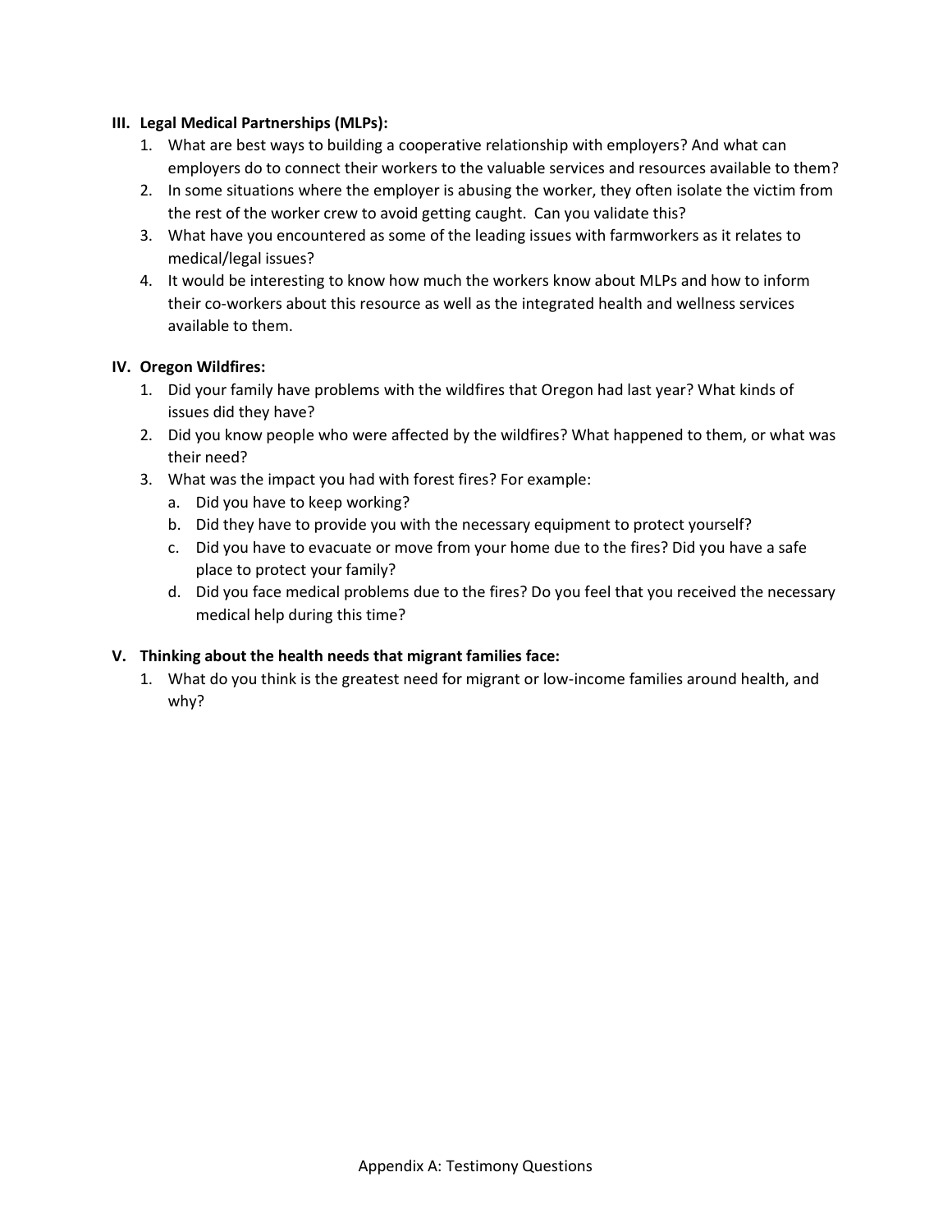**III. Legal Medical Partnerships (MLPs):**

1. What are best ways to building a cooperative relationship with employers? And what can employers do to connect their workers to the valuable services and resources available to them?
2. In some situations where the employer is abusing the worker, they often isolate the victim from the rest of the worker crew to avoid getting caught. Can you validate this?
3. What have you encountered as some of the leading issues with farmworkers as it relates to medical/legal issues?
4. It would be interesting to know how much the workers know about MLPs and how to inform their co-workers about this resource as well as the integrated health and wellness services available to them.

**IV. Oregon Wildfires:**

1. Did your family have problems with the wildfires that Oregon had last year? What kinds of issues did they have?
2. Did you know people who were affected by the wildfires? What happened to them, or what was their need?
3. What was the impact you had with forest fires? For example:
   a. Did you have to keep working?
   b. Did they have to provide you with the necessary equipment to protect yourself?
   c. Did you have to evacuate or move from your home due to the fires? Did you have a safe place to protect your family?
   d. Did you face medical problems due to the fires? Do you feel that you received the necessary medical help during this time?

**V. Thinking about the health needs that migrant families face:**

1. What do you think is the greatest need for migrant or low-income families around health, and why?

Appendix A: Testimony Questions